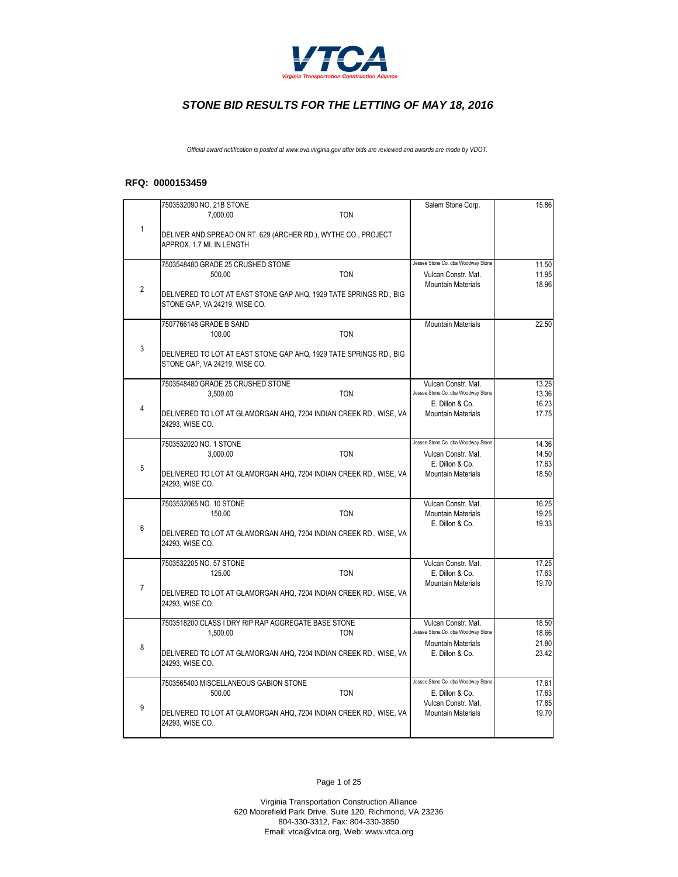VTCA
Virginia Transportation Construction Alliance

# *STONE BID RESULTS FOR THE LETTING OF MAY 18, 2016*

*Official award notification is posted at www.eva.virginia.gov after bids are reviewed and awards are made by VDOT.*

**RFQ: 0000153459**

| # | Item | Bidder | Price |
|---|---|---|---|
| 1 | 7503532090 NO. 21B STONE<br>7,000.00 TON<br>DELIVER AND SPREAD ON RT. 629 (ARCHER RD.), WYTHE CO., PROJECT APPROX. 1.7 MI. IN LENGTH | Salem Stone Corp. | 15.86 |
| 2 | 7503548480 GRADE 25 CRUSHED STONE<br>500.00 TON<br>DELIVERED TO LOT AT EAST STONE GAP AHQ, 1929 TATE SPRINGS RD., BIG STONE GAP, VA 24219, WISE CO. | Jessee Stone Co. dba Woodway Stone<br>Vulcan Constr. Mat.<br>Mountain Materials | 11.50<br>11.95<br>18.96 |
| 3 | 7507766148 GRADE B SAND<br>100.00 TON<br>DELIVERED TO LOT AT EAST STONE GAP AHQ, 1929 TATE SPRINGS RD., BIG STONE GAP, VA 24219, WISE CO. | Mountain Materials | 22.50 |
| 4 | 7503548480 GRADE 25 CRUSHED STONE<br>3,500.00 TON<br>DELIVERED TO LOT AT GLAMORGAN AHQ, 7204 INDIAN CREEK RD., WISE, VA 24293, WISE CO. | Vulcan Constr. Mat.<br>Jessee Stone Co. dba Woodway Stone<br>E. Dillon & Co.<br>Mountain Materials | 13.25<br>13.36<br>16.23<br>17.75 |
| 5 | 7503532020 NO. 1 STONE<br>3,000.00 TON<br>DELIVERED TO LOT AT GLAMORGAN AHQ, 7204 INDIAN CREEK RD., WISE, VA 24293, WISE CO. | Jessee Stone Co. dba Woodway Stone<br>Vulcan Constr. Mat.<br>E. Dillon & Co.<br>Mountain Materials | 14.36<br>14.50<br>17.63<br>18.50 |
| 6 | 7503532065 NO. 10 STONE<br>150.00 TON<br>DELIVERED TO LOT AT GLAMORGAN AHQ, 7204 INDIAN CREEK RD., WISE, VA 24293, WISE CO. | Vulcan Constr. Mat.<br>Mountain Materials<br>E. Dillon & Co. | 16.25<br>19.25<br>19.33 |
| 7 | 7503532205 NO. 57 STONE<br>125.00 TON<br>DELIVERED TO LOT AT GLAMORGAN AHQ, 7204 INDIAN CREEK RD., WISE, VA 24293, WISE CO. | Vulcan Constr. Mat.<br>E. Dillon & Co.<br>Mountain Materials | 17.25<br>17.63<br>19.70 |
| 8 | 7503518200 CLASS I DRY RIP RAP AGGREGATE BASE STONE<br>1,500.00 TON<br>DELIVERED TO LOT AT GLAMORGAN AHQ, 7204 INDIAN CREEK RD., WISE, VA 24293, WISE CO. | Vulcan Constr. Mat.<br>Jessee Stone Co. dba Woodway Stone<br>Mountain Materials<br>E. Dillon & Co. | 18.50<br>18.66<br>21.80<br>23.42 |
| 9 | 7503565400 MISCELLANEOUS GABION STONE<br>500.00 TON<br>DELIVERED TO LOT AT GLAMORGAN AHQ, 7204 INDIAN CREEK RD., WISE, VA 24293, WISE CO. | Jessee Stone Co. dba Woodway Stone<br>E. Dillon & Co.<br>Vulcan Constr. Mat.<br>Mountain Materials | 17.61<br>17.63<br>17.85<br>19.70 |

Virginia Transportation Construction Alliance
620 Moorefield Park Drive, Suite 120, Richmond, VA 23236
804-330-3312, Fax: 804-330-3850
Email: vtca@vtca.org, Web: www.vtca.org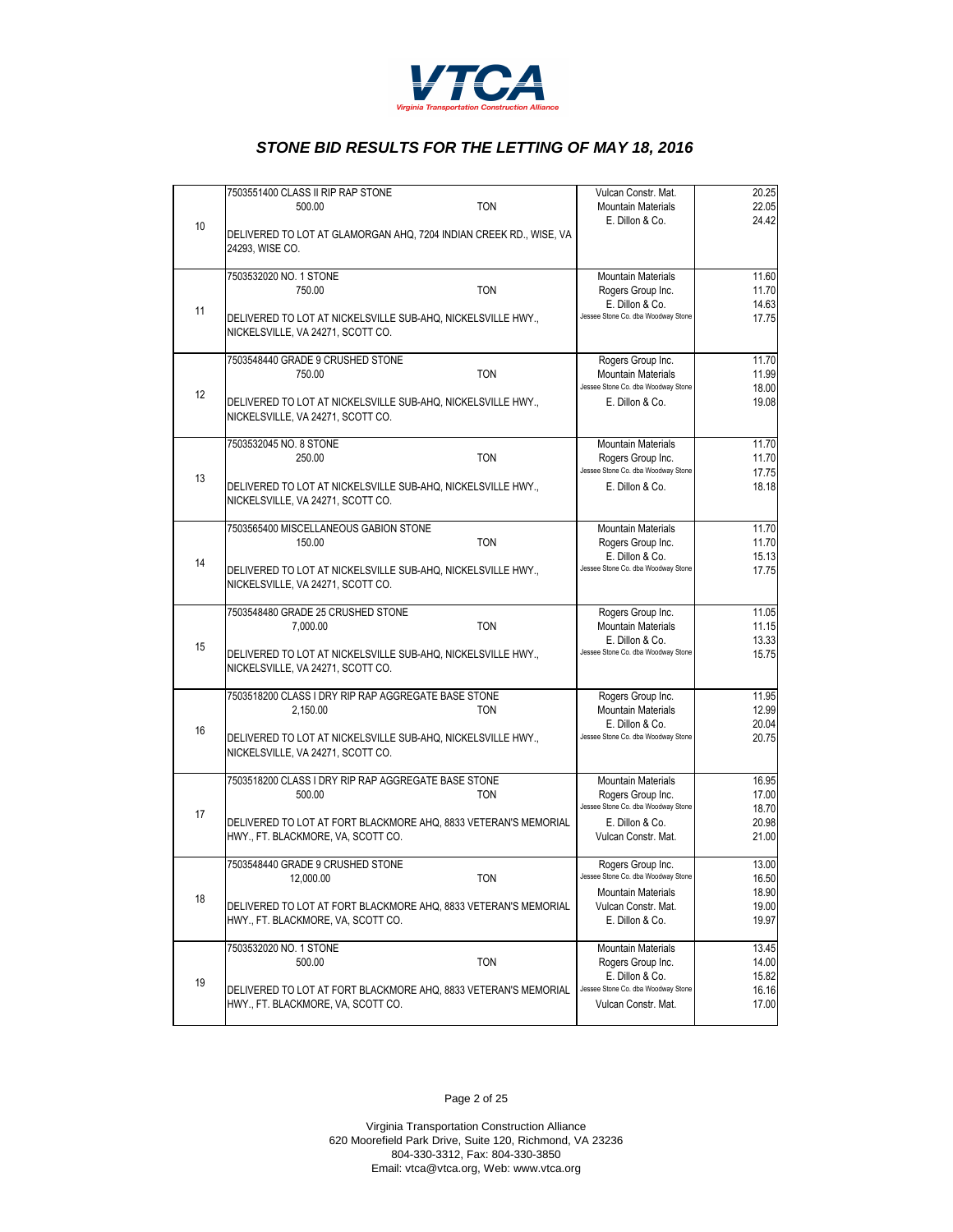# STONE BID RESULTS FOR THE LETTING OF MAY 18, 2016

| No. | Item | Bidder | Price |
|---|---|---|---|
| 10 | 7503551400 CLASS II RIP RAP STONE<br>500.00 TON<br>DELIVERED TO LOT AT GLAMORGAN AHQ, 7204 INDIAN CREEK RD., WISE, VA 24293, WISE CO. | Vulcan Constr. Mat.<br>Mountain Materials<br>E. Dillon & Co. | 20.25<br>22.05<br>24.42 |
| 11 | 7503532020 NO. 1 STONE<br>750.00 TON<br>DELIVERED TO LOT AT NICKELSVILLE SUB-AHQ, NICKELSVILLE HWY., NICKELSVILLE, VA 24271, SCOTT CO. | Mountain Materials<br>Rogers Group Inc.<br>E. Dillon & Co.<br>Jessee Stone Co. dba Woodway Stone | 11.60<br>11.70<br>14.63<br>17.75 |
| 12 | 7503548440 GRADE 9 CRUSHED STONE<br>750.00 TON<br>DELIVERED TO LOT AT NICKELSVILLE SUB-AHQ, NICKELSVILLE HWY., NICKELSVILLE, VA 24271, SCOTT CO. | Rogers Group Inc.<br>Mountain Materials<br>Jessee Stone Co. dba Woodway Stone<br>E. Dillon & Co. | 11.70<br>11.99<br>18.00<br>19.08 |
| 13 | 7503532045 NO. 8 STONE<br>250.00 TON<br>DELIVERED TO LOT AT NICKELSVILLE SUB-AHQ, NICKELSVILLE HWY., NICKELSVILLE, VA 24271, SCOTT CO. | Mountain Materials<br>Rogers Group Inc.<br>Jessee Stone Co. dba Woodway Stone<br>E. Dillon & Co. | 11.70<br>11.70<br>17.75<br>18.18 |
| 14 | 7503565400 MISCELLANEOUS GABION STONE<br>150.00 TON<br>DELIVERED TO LOT AT NICKELSVILLE SUB-AHQ, NICKELSVILLE HWY., NICKELSVILLE, VA 24271, SCOTT CO. | Mountain Materials<br>Rogers Group Inc.<br>E. Dillon & Co.<br>Jessee Stone Co. dba Woodway Stone | 11.70<br>11.70<br>15.13<br>17.75 |
| 15 | 7503548480 GRADE 25 CRUSHED STONE<br>7,000.00 TON<br>DELIVERED TO LOT AT NICKELSVILLE SUB-AHQ, NICKELSVILLE HWY., NICKELSVILLE, VA 24271, SCOTT CO. | Rogers Group Inc.<br>Mountain Materials<br>E. Dillon & Co.<br>Jessee Stone Co. dba Woodway Stone | 11.05<br>11.15<br>13.33<br>15.75 |
| 16 | 7503518200 CLASS I DRY RIP RAP AGGREGATE BASE STONE<br>2,150.00 TON<br>DELIVERED TO LOT AT NICKELSVILLE SUB-AHQ, NICKELSVILLE HWY., NICKELSVILLE, VA 24271, SCOTT CO. | Rogers Group Inc.<br>Mountain Materials<br>E. Dillon & Co.<br>Jessee Stone Co. dba Woodway Stone | 11.95<br>12.99<br>20.04<br>20.75 |
| 17 | 7503518200 CLASS I DRY RIP RAP AGGREGATE BASE STONE<br>500.00 TON<br>DELIVERED TO LOT AT FORT BLACKMORE AHQ, 8833 VETERAN'S MEMORIAL HWY., FT. BLACKMORE, VA, SCOTT CO. | Mountain Materials<br>Rogers Group Inc.<br>Jessee Stone Co. dba Woodway Stone<br>E. Dillon & Co.<br>Vulcan Constr. Mat. | 16.95<br>17.00<br>18.70<br>20.98<br>21.00 |
| 18 | 7503548440 GRADE 9 CRUSHED STONE<br>12,000.00 TON<br>DELIVERED TO LOT AT FORT BLACKMORE AHQ, 8833 VETERAN'S MEMORIAL HWY., FT. BLACKMORE, VA, SCOTT CO. | Rogers Group Inc.<br>Jessee Stone Co. dba Woodway Stone<br>Mountain Materials<br>Vulcan Constr. Mat.<br>E. Dillon & Co. | 13.00<br>16.50<br>18.90<br>19.00<br>19.97 |
| 19 | 7503532020 NO. 1 STONE<br>500.00 TON<br>DELIVERED TO LOT AT FORT BLACKMORE AHQ, 8833 VETERAN'S MEMORIAL HWY., FT. BLACKMORE, VA, SCOTT CO. | Mountain Materials<br>Rogers Group Inc.<br>E. Dillon & Co.<br>Jessee Stone Co. dba Woodway Stone<br>Vulcan Constr. Mat. | 13.45<br>14.00<br>15.82<br>16.16<br>17.00 |

Virginia Transportation Construction Alliance
620 Moorefield Park Drive, Suite 120, Richmond, VA 23236
804-330-3312, Fax: 804-330-3850
Email: vtca@vtca.org, Web: www.vtca.org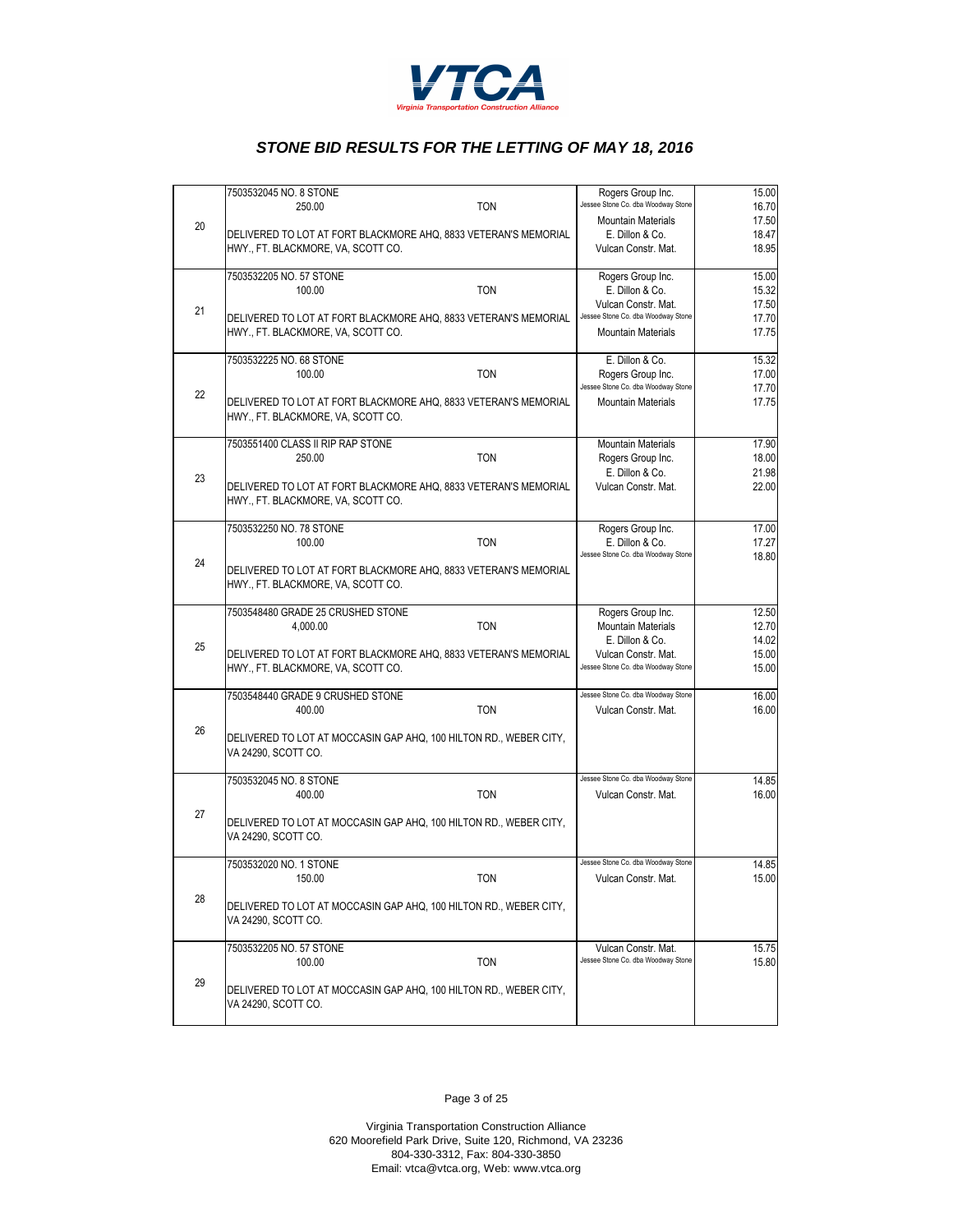# STONE BID RESULTS FOR THE LETTING OF MAY 18, 2016

| Item | Description | Bidder | Price |
|---|---|---|---|
| 20 | 7503532045 NO. 8 STONE<br>250.00 TON<br>DELIVERED TO LOT AT FORT BLACKMORE AHQ, 8833 VETERAN'S MEMORIAL HWY., FT. BLACKMORE, VA, SCOTT CO. | Rogers Group Inc.<br>Jessee Stone Co. dba Woodway Stone<br>Mountain Materials<br>E. Dillon & Co.<br>Vulcan Constr. Mat. | 15.00<br>16.70<br>17.50<br>18.47<br>18.95 |
| 21 | 7503532205 NO. 57 STONE<br>100.00 TON<br>DELIVERED TO LOT AT FORT BLACKMORE AHQ, 8833 VETERAN'S MEMORIAL HWY., FT. BLACKMORE, VA, SCOTT CO. | Rogers Group Inc.<br>E. Dillon & Co.<br>Vulcan Constr. Mat.<br>Jessee Stone Co. dba Woodway Stone<br>Mountain Materials | 15.00<br>15.32<br>17.50<br>17.70<br>17.75 |
| 22 | 7503532225 NO. 68 STONE<br>100.00 TON<br>DELIVERED TO LOT AT FORT BLACKMORE AHQ, 8833 VETERAN'S MEMORIAL HWY., FT. BLACKMORE, VA, SCOTT CO. | E. Dillon & Co.<br>Rogers Group Inc.<br>Jessee Stone Co. dba Woodway Stone<br>Mountain Materials | 15.32<br>17.00<br>17.70<br>17.75 |
| 23 | 7503551400 CLASS II RIP RAP STONE<br>250.00 TON<br>DELIVERED TO LOT AT FORT BLACKMORE AHQ, 8833 VETERAN'S MEMORIAL HWY., FT. BLACKMORE, VA, SCOTT CO. | Mountain Materials<br>Rogers Group Inc.<br>E. Dillon & Co.<br>Vulcan Constr. Mat. | 17.90<br>18.00<br>21.98<br>22.00 |
| 24 | 7503532250 NO. 78 STONE<br>100.00 TON<br>DELIVERED TO LOT AT FORT BLACKMORE AHQ, 8833 VETERAN'S MEMORIAL HWY., FT. BLACKMORE, VA, SCOTT CO. | Rogers Group Inc.<br>E. Dillon & Co.<br>Jessee Stone Co. dba Woodway Stone | 17.00<br>17.27<br>18.80 |
| 25 | 7503548480 GRADE 25 CRUSHED STONE<br>4,000.00 TON<br>DELIVERED TO LOT AT FORT BLACKMORE AHQ, 8833 VETERAN'S MEMORIAL HWY., FT. BLACKMORE, VA, SCOTT CO. | Rogers Group Inc.<br>Mountain Materials<br>E. Dillon & Co.<br>Vulcan Constr. Mat.<br>Jessee Stone Co. dba Woodway Stone | 12.50<br>12.70<br>14.02<br>15.00<br>15.00 |
| 26 | 7503548440 GRADE 9 CRUSHED STONE<br>400.00 TON<br>DELIVERED TO LOT AT MOCCASIN GAP AHQ, 100 HILTON RD., WEBER CITY, VA 24290, SCOTT CO. | Jessee Stone Co. dba Woodway Stone<br>Vulcan Constr. Mat. | 16.00<br>16.00 |
| 27 | 7503532045 NO. 8 STONE<br>400.00 TON<br>DELIVERED TO LOT AT MOCCASIN GAP AHQ, 100 HILTON RD., WEBER CITY, VA 24290, SCOTT CO. | Jessee Stone Co. dba Woodway Stone<br>Vulcan Constr. Mat. | 14.85<br>16.00 |
| 28 | 7503532020 NO. 1 STONE<br>150.00 TON<br>DELIVERED TO LOT AT MOCCASIN GAP AHQ, 100 HILTON RD., WEBER CITY, VA 24290, SCOTT CO. | Jessee Stone Co. dba Woodway Stone<br>Vulcan Constr. Mat. | 14.85<br>15.00 |
| 29 | 7503532205 NO. 57 STONE<br>100.00 TON<br>DELIVERED TO LOT AT MOCCASIN GAP AHQ, 100 HILTON RD., WEBER CITY, VA 24290, SCOTT CO. | Vulcan Constr. Mat.<br>Jessee Stone Co. dba Woodway Stone | 15.75<br>15.80 |

Virginia Transportation Construction Alliance
620 Moorefield Park Drive, Suite 120, Richmond, VA 23236
804-330-3312, Fax: 804-330-3850
Email: vtca@vtca.org, Web: www.vtca.org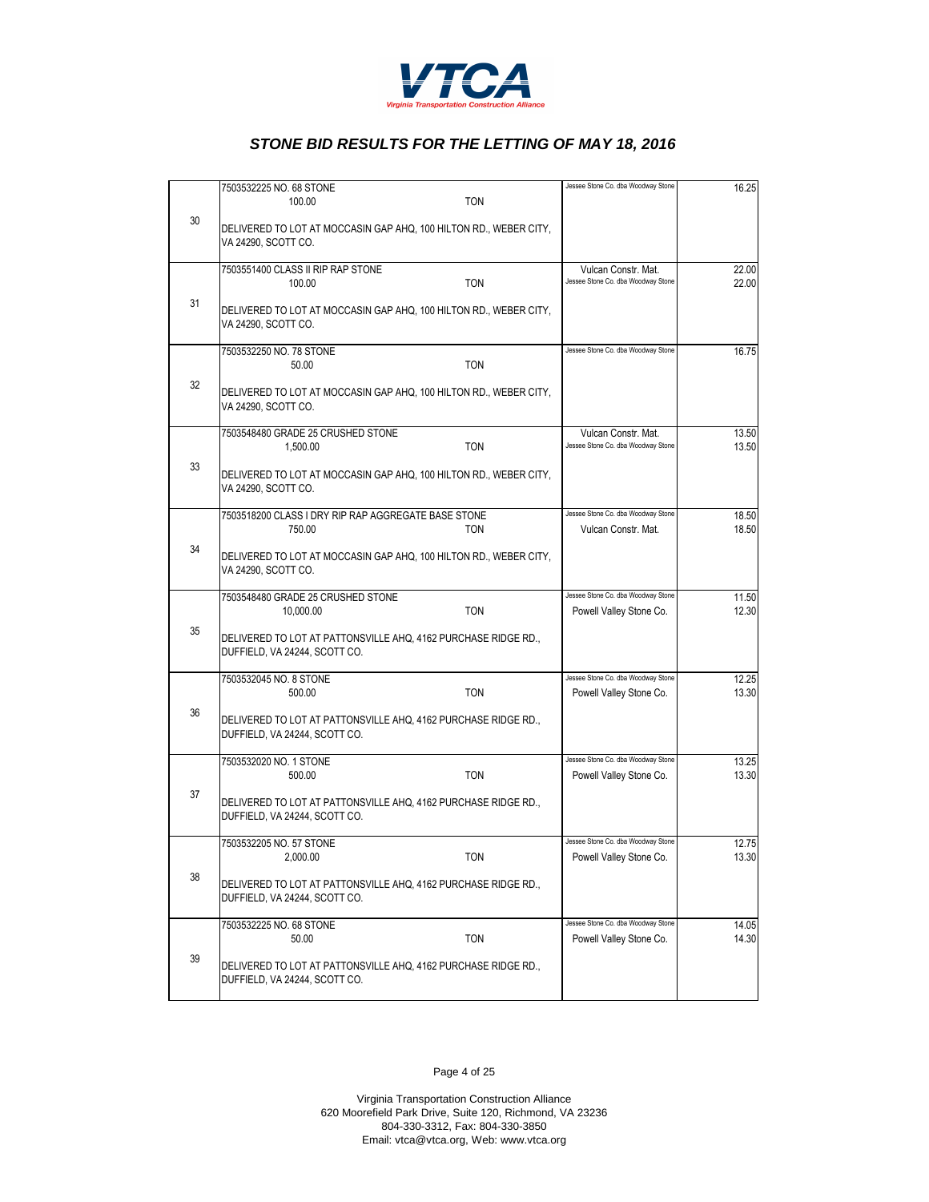VTCA

Virginia Transportation Construction Alliance

## *STONE BID RESULTS FOR THE LETTING OF MAY 18, 2016*

| No. | Item | Bidder | Price |
|---|---|---|---|
| 30 | 7503532225 NO. 68 STONE<br>100.00 TON<br>DELIVERED TO LOT AT MOCCASIN GAP AHQ, 100 HILTON RD., WEBER CITY, VA 24290, SCOTT CO. | Jessee Stone Co. dba Woodway Stone | 16.25 |
| 31 | 7503551400 CLASS II RIP RAP STONE<br>100.00 TON<br>DELIVERED TO LOT AT MOCCASIN GAP AHQ, 100 HILTON RD., WEBER CITY, VA 24290, SCOTT CO. | Vulcan Constr. Mat.<br>Jessee Stone Co. dba Woodway Stone | 22.00<br>22.00 |
| 32 | 7503532250 NO. 78 STONE<br>50.00 TON<br>DELIVERED TO LOT AT MOCCASIN GAP AHQ, 100 HILTON RD., WEBER CITY, VA 24290, SCOTT CO. | Jessee Stone Co. dba Woodway Stone | 16.75 |
| 33 | 7503548480 GRADE 25 CRUSHED STONE<br>1,500.00 TON<br>DELIVERED TO LOT AT MOCCASIN GAP AHQ, 100 HILTON RD., WEBER CITY, VA 24290, SCOTT CO. | Vulcan Constr. Mat.<br>Jessee Stone Co. dba Woodway Stone | 13.50<br>13.50 |
| 34 | 7503518200 CLASS I DRY RIP RAP AGGREGATE BASE STONE<br>750.00 TON<br>DELIVERED TO LOT AT MOCCASIN GAP AHQ, 100 HILTON RD., WEBER CITY, VA 24290, SCOTT CO. | Jessee Stone Co. dba Woodway Stone<br>Vulcan Constr. Mat. | 18.50<br>18.50 |
| 35 | 7503548480 GRADE 25 CRUSHED STONE<br>10,000.00 TON<br>DELIVERED TO LOT AT PATTONSVILLE AHQ, 4162 PURCHASE RIDGE RD., DUFFIELD, VA 24244, SCOTT CO. | Jessee Stone Co. dba Woodway Stone<br>Powell Valley Stone Co. | 11.50<br>12.30 |
| 36 | 7503532045 NO. 8 STONE<br>500.00 TON<br>DELIVERED TO LOT AT PATTONSVILLE AHQ, 4162 PURCHASE RIDGE RD., DUFFIELD, VA 24244, SCOTT CO. | Jessee Stone Co. dba Woodway Stone<br>Powell Valley Stone Co. | 12.25<br>13.30 |
| 37 | 7503532020 NO. 1 STONE<br>500.00 TON<br>DELIVERED TO LOT AT PATTONSVILLE AHQ, 4162 PURCHASE RIDGE RD., DUFFIELD, VA 24244, SCOTT CO. | Jessee Stone Co. dba Woodway Stone<br>Powell Valley Stone Co. | 13.25<br>13.30 |
| 38 | 7503532205 NO. 57 STONE<br>2,000.00 TON<br>DELIVERED TO LOT AT PATTONSVILLE AHQ, 4162 PURCHASE RIDGE RD., DUFFIELD, VA 24244, SCOTT CO. | Jessee Stone Co. dba Woodway Stone<br>Powell Valley Stone Co. | 12.75<br>13.30 |
| 39 | 7503532225 NO. 68 STONE<br>50.00 TON<br>DELIVERED TO LOT AT PATTONSVILLE AHQ, 4162 PURCHASE RIDGE RD., DUFFIELD, VA 24244, SCOTT CO. | Jessee Stone Co. dba Woodway Stone<br>Powell Valley Stone Co. | 14.05<br>14.30 |

Virginia Transportation Construction Alliance
620 Moorefield Park Drive, Suite 120, Richmond, VA 23236
804-330-3312, Fax: 804-330-3850
Email: vtca@vtca.org, Web: www.vtca.org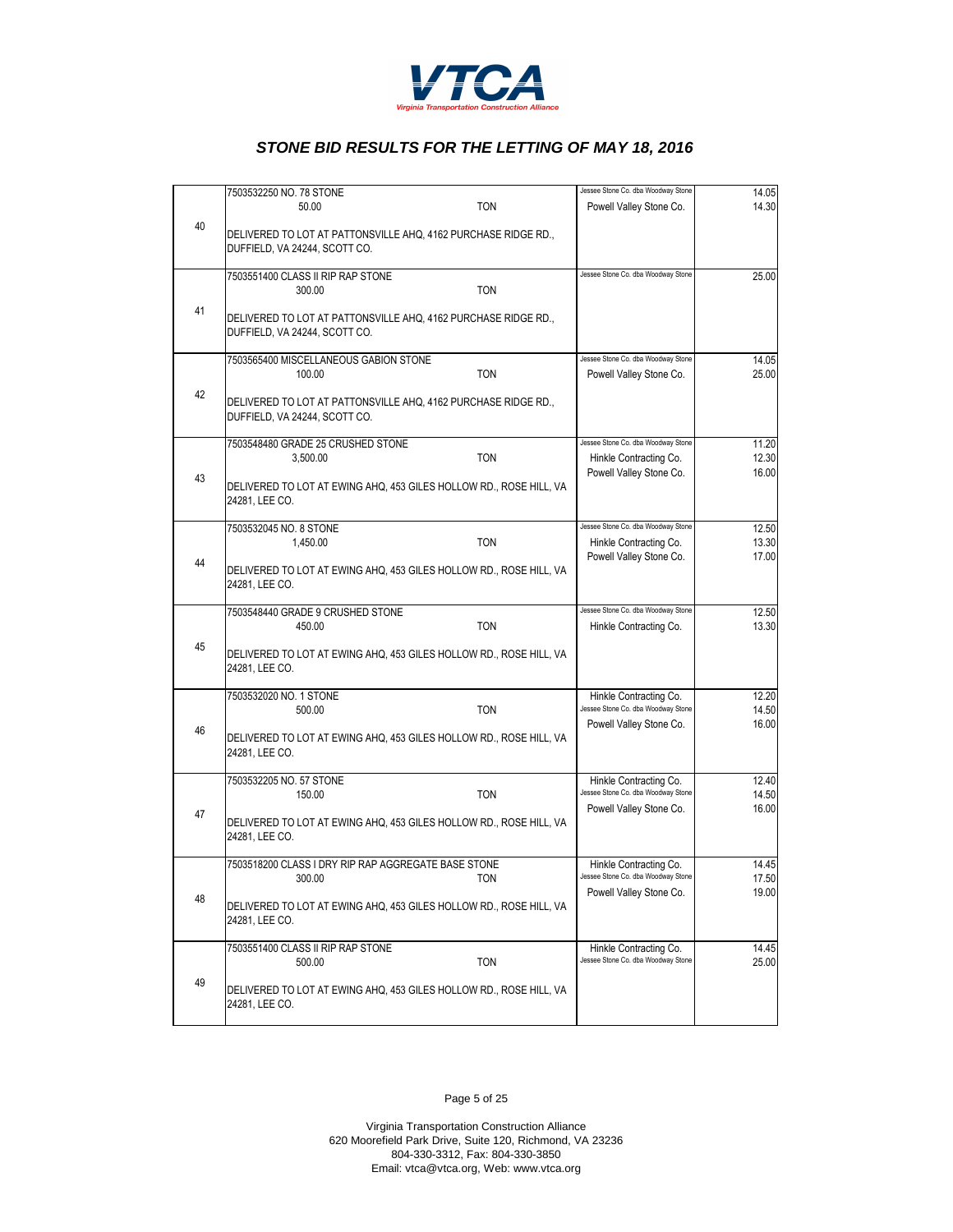# STONE BID RESULTS FOR THE LETTING OF MAY 18, 2016

| No. | Item | Bidder | Price |
|---|---|---|---|
| 40 | 7503532250 NO. 78 STONE<br>50.00 TON<br>DELIVERED TO LOT AT PATTONSVILLE AHQ, 4162 PURCHASE RIDGE RD., DUFFIELD, VA 24244, SCOTT CO. | Jessee Stone Co. dba Woodway Stone<br>Powell Valley Stone Co. | 14.05<br>14.30 |
| 41 | 7503551400 CLASS II RIP RAP STONE<br>300.00 TON<br>DELIVERED TO LOT AT PATTONSVILLE AHQ, 4162 PURCHASE RIDGE RD., DUFFIELD, VA 24244, SCOTT CO. | Jessee Stone Co. dba Woodway Stone | 25.00 |
| 42 | 7503565400 MISCELLANEOUS GABION STONE<br>100.00 TON<br>DELIVERED TO LOT AT PATTONSVILLE AHQ, 4162 PURCHASE RIDGE RD., DUFFIELD, VA 24244, SCOTT CO. | Jessee Stone Co. dba Woodway Stone<br>Powell Valley Stone Co. | 14.05<br>25.00 |
| 43 | 7503548480 GRADE 25 CRUSHED STONE<br>3,500.00 TON<br>DELIVERED TO LOT AT EWING AHQ, 453 GILES HOLLOW RD., ROSE HILL, VA 24281, LEE CO. | Jessee Stone Co. dba Woodway Stone<br>Hinkle Contracting Co.<br>Powell Valley Stone Co. | 11.20<br>12.30<br>16.00 |
| 44 | 7503532045 NO. 8 STONE<br>1,450.00 TON<br>DELIVERED TO LOT AT EWING AHQ, 453 GILES HOLLOW RD., ROSE HILL, VA 24281, LEE CO. | Jessee Stone Co. dba Woodway Stone<br>Hinkle Contracting Co.<br>Powell Valley Stone Co. | 12.50<br>13.30<br>17.00 |
| 45 | 7503548440 GRADE 9 CRUSHED STONE<br>450.00 TON<br>DELIVERED TO LOT AT EWING AHQ, 453 GILES HOLLOW RD., ROSE HILL, VA 24281, LEE CO. | Jessee Stone Co. dba Woodway Stone<br>Hinkle Contracting Co. | 12.50<br>13.30 |
| 46 | 7503532020 NO. 1 STONE<br>500.00 TON<br>DELIVERED TO LOT AT EWING AHQ, 453 GILES HOLLOW RD., ROSE HILL, VA 24281, LEE CO. | Hinkle Contracting Co.<br>Jessee Stone Co. dba Woodway Stone<br>Powell Valley Stone Co. | 12.20<br>14.50<br>16.00 |
| 47 | 7503532205 NO. 57 STONE<br>150.00 TON<br>DELIVERED TO LOT AT EWING AHQ, 453 GILES HOLLOW RD., ROSE HILL, VA 24281, LEE CO. | Hinkle Contracting Co.<br>Jessee Stone Co. dba Woodway Stone<br>Powell Valley Stone Co. | 12.40<br>14.50<br>16.00 |
| 48 | 7503518200 CLASS I DRY RIP RAP AGGREGATE BASE STONE<br>300.00 TON<br>DELIVERED TO LOT AT EWING AHQ, 453 GILES HOLLOW RD., ROSE HILL, VA 24281, LEE CO. | Hinkle Contracting Co.<br>Jessee Stone Co. dba Woodway Stone<br>Powell Valley Stone Co. | 14.45<br>17.50<br>19.00 |
| 49 | 7503551400 CLASS II RIP RAP STONE<br>500.00 TON<br>DELIVERED TO LOT AT EWING AHQ, 453 GILES HOLLOW RD., ROSE HILL, VA 24281, LEE CO. | Hinkle Contracting Co.<br>Jessee Stone Co. dba Woodway Stone | 14.45<br>25.00 |

Virginia Transportation Construction Alliance
620 Moorefield Park Drive, Suite 120, Richmond, VA 23236
804-330-3312, Fax: 804-330-3850
Email: vtca@vtca.org, Web: www.vtca.org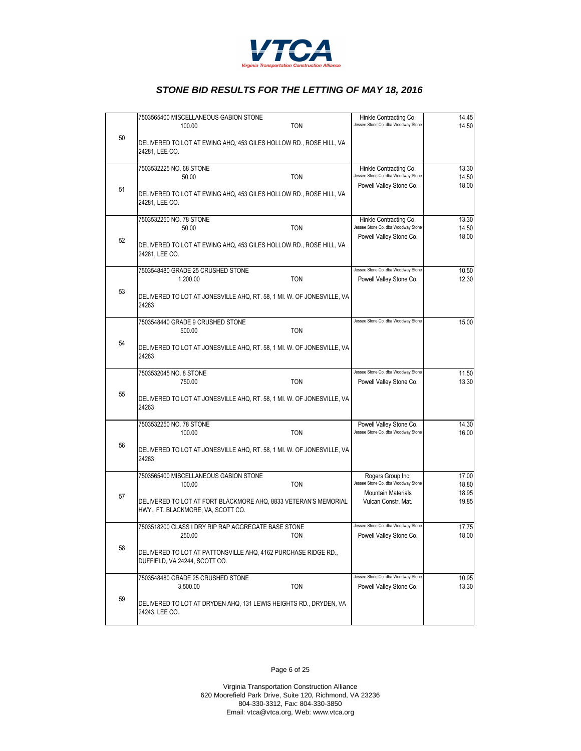# STONE BID RESULTS FOR THE LETTING OF MAY 18, 2016

| No. | Item / Quantity / Delivery | Bidder | Price |
|---|---|---|---|
| 50 | 7503565400 MISCELLANEOUS GABION STONE<br>100.00 TON<br>DELIVERED TO LOT AT EWING AHQ, 453 GILES HOLLOW RD., ROSE HILL, VA 24281, LEE CO. | Hinkle Contracting Co.<br>Jessee Stone Co. dba Woodway Stone | 14.45<br>14.50 |
| 51 | 7503532225 NO. 68 STONE<br>50.00 TON<br>DELIVERED TO LOT AT EWING AHQ, 453 GILES HOLLOW RD., ROSE HILL, VA 24281, LEE CO. | Hinkle Contracting Co.<br>Jessee Stone Co. dba Woodway Stone<br>Powell Valley Stone Co. | 13.30<br>14.50<br>18.00 |
| 52 | 7503532250 NO. 78 STONE<br>50.00 TON<br>DELIVERED TO LOT AT EWING AHQ, 453 GILES HOLLOW RD., ROSE HILL, VA 24281, LEE CO. | Hinkle Contracting Co.<br>Jessee Stone Co. dba Woodway Stone<br>Powell Valley Stone Co. | 13.30<br>14.50<br>18.00 |
| 53 | 7503548480 GRADE 25 CRUSHED STONE<br>1,200.00 TON<br>DELIVERED TO LOT AT JONESVILLE AHQ, RT. 58, 1 MI. W. OF JONESVILLE, VA 24263 | Jessee Stone Co. dba Woodway Stone<br>Powell Valley Stone Co. | 10.50<br>12.30 |
| 54 | 7503548440 GRADE 9 CRUSHED STONE<br>500.00 TON<br>DELIVERED TO LOT AT JONESVILLE AHQ, RT. 58, 1 MI. W. OF JONESVILLE, VA 24263 | Jessee Stone Co. dba Woodway Stone | 15.00 |
| 55 | 7503532045 NO. 8 STONE<br>750.00 TON<br>DELIVERED TO LOT AT JONESVILLE AHQ, RT. 58, 1 MI. W. OF JONESVILLE, VA 24263 | Jessee Stone Co. dba Woodway Stone<br>Powell Valley Stone Co. | 11.50<br>13.30 |
| 56 | 7503532250 NO. 78 STONE<br>100.00 TON<br>DELIVERED TO LOT AT JONESVILLE AHQ, RT. 58, 1 MI. W. OF JONESVILLE, VA 24263 | Powell Valley Stone Co.<br>Jessee Stone Co. dba Woodway Stone | 14.30<br>16.00 |
| 57 | 7503565400 MISCELLANEOUS GABION STONE<br>100.00 TON<br>DELIVERED TO LOT AT FORT BLACKMORE AHQ, 8833 VETERAN'S MEMORIAL HWY., FT. BLACKMORE, VA, SCOTT CO. | Rogers Group Inc.<br>Jessee Stone Co. dba Woodway Stone<br>Mountain Materials<br>Vulcan Constr. Mat. | 17.00<br>18.80<br>18.95<br>19.85 |
| 58 | 7503518200 CLASS I DRY RIP RAP AGGREGATE BASE STONE<br>250.00 TON<br>DELIVERED TO LOT AT PATTONSVILLE AHQ, 4162 PURCHASE RIDGE RD., DUFFIELD, VA 24244, SCOTT CO. | Jessee Stone Co. dba Woodway Stone<br>Powell Valley Stone Co. | 17.75<br>18.00 |
| 59 | 7503548480 GRADE 25 CRUSHED STONE<br>3,500.00 TON<br>DELIVERED TO LOT AT DRYDEN AHQ, 131 LEWIS HEIGHTS RD., DRYDEN, VA 24243, LEE CO. | Jessee Stone Co. dba Woodway Stone<br>Powell Valley Stone Co. | 10.95<br>13.30 |

Virginia Transportation Construction Alliance
620 Moorefield Park Drive, Suite 120, Richmond, VA 23236
804-330-3312, Fax: 804-330-3850
Email: vtca@vtca.org, Web: www.vtca.org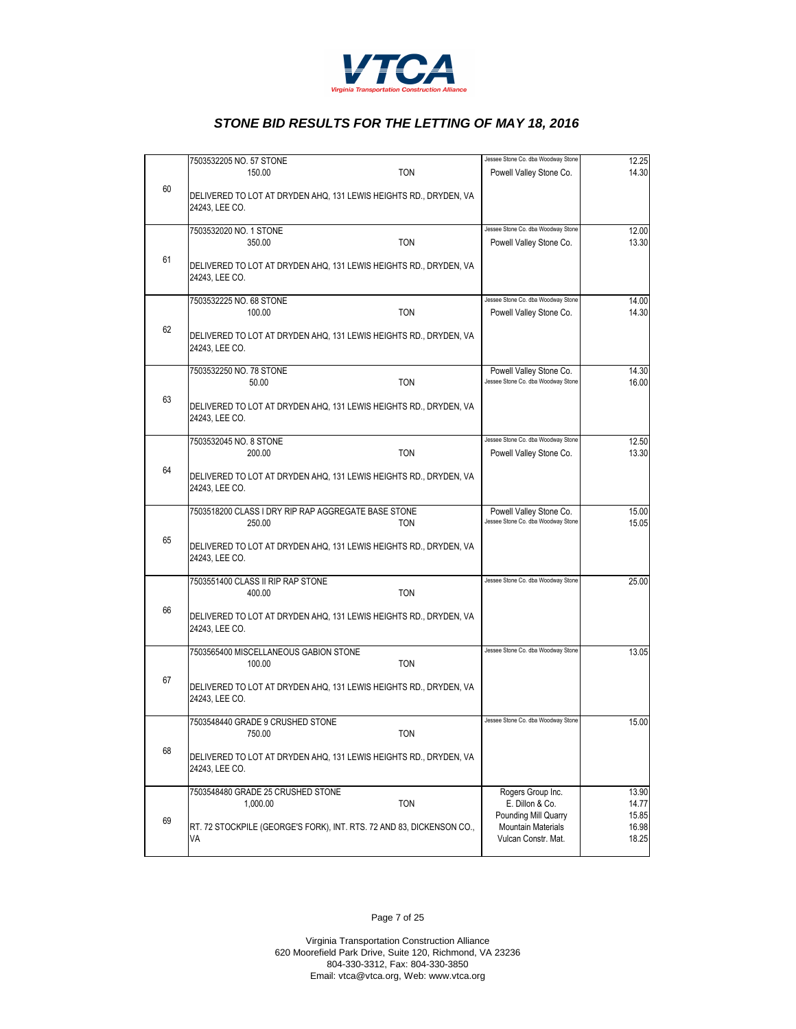# VTCA

*Virginia Transportation Construction Alliance*

## *STONE BID RESULTS FOR THE LETTING OF MAY 18, 2016*

| Item | Description | Bidder | Price |
|---|---|---|---|
| 60 | 7503532205 NO. 57 STONE<br>150.00 TON<br><br>DELIVERED TO LOT AT DRYDEN AHQ, 131 LEWIS HEIGHTS RD., DRYDEN, VA 24243, LEE CO. | Jessee Stone Co. dba Woodway Stone<br>Powell Valley Stone Co. | 12.25<br>14.30 |
| 61 | 7503532020 NO. 1 STONE<br>350.00 TON<br><br>DELIVERED TO LOT AT DRYDEN AHQ, 131 LEWIS HEIGHTS RD., DRYDEN, VA 24243, LEE CO. | Jessee Stone Co. dba Woodway Stone<br>Powell Valley Stone Co. | 12.00<br>13.30 |
| 62 | 7503532225 NO. 68 STONE<br>100.00 TON<br><br>DELIVERED TO LOT AT DRYDEN AHQ, 131 LEWIS HEIGHTS RD., DRYDEN, VA 24243, LEE CO. | Jessee Stone Co. dba Woodway Stone<br>Powell Valley Stone Co. | 14.00<br>14.30 |
| 63 | 7503532250 NO. 78 STONE<br>50.00 TON<br><br>DELIVERED TO LOT AT DRYDEN AHQ, 131 LEWIS HEIGHTS RD., DRYDEN, VA 24243, LEE CO. | Powell Valley Stone Co.<br>Jessee Stone Co. dba Woodway Stone | 14.30<br>16.00 |
| 64 | 7503532045 NO. 8 STONE<br>200.00 TON<br><br>DELIVERED TO LOT AT DRYDEN AHQ, 131 LEWIS HEIGHTS RD., DRYDEN, VA 24243, LEE CO. | Jessee Stone Co. dba Woodway Stone<br>Powell Valley Stone Co. | 12.50<br>13.30 |
| 65 | 7503518200 CLASS I DRY RIP RAP AGGREGATE BASE STONE<br>250.00 TON<br><br>DELIVERED TO LOT AT DRYDEN AHQ, 131 LEWIS HEIGHTS RD., DRYDEN, VA 24243, LEE CO. | Powell Valley Stone Co.<br>Jessee Stone Co. dba Woodway Stone | 15.00<br>15.05 |
| 66 | 7503551400 CLASS II RIP RAP STONE<br>400.00 TON<br><br>DELIVERED TO LOT AT DRYDEN AHQ, 131 LEWIS HEIGHTS RD., DRYDEN, VA 24243, LEE CO. | Jessee Stone Co. dba Woodway Stone | 25.00 |
| 67 | 7503565400 MISCELLANEOUS GABION STONE<br>100.00 TON<br><br>DELIVERED TO LOT AT DRYDEN AHQ, 131 LEWIS HEIGHTS RD., DRYDEN, VA 24243, LEE CO. | Jessee Stone Co. dba Woodway Stone | 13.05 |
| 68 | 7503548440 GRADE 9 CRUSHED STONE<br>750.00 TON<br><br>DELIVERED TO LOT AT DRYDEN AHQ, 131 LEWIS HEIGHTS RD., DRYDEN, VA 24243, LEE CO. | Jessee Stone Co. dba Woodway Stone | 15.00 |
| 69 | 7503548480 GRADE 25 CRUSHED STONE<br>1,000.00 TON<br><br>RT. 72 STOCKPILE (GEORGE'S FORK), INT. RTS. 72 AND 83, DICKENSON CO., VA | Rogers Group Inc.<br>E. Dillon & Co.<br>Pounding Mill Quarry<br>Mountain Materials<br>Vulcan Constr. Mat. | 13.90<br>14.77<br>15.85<br>16.98<br>18.25 |

Virginia Transportation Construction Alliance
620 Moorefield Park Drive, Suite 120, Richmond, VA 23236
804-330-3312, Fax: 804-330-3850
Email: vtca@vtca.org, Web: www.vtca.org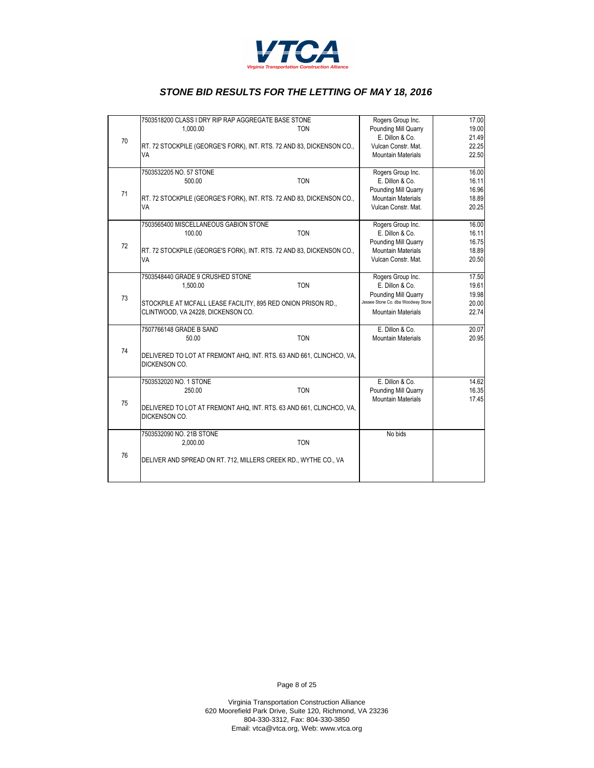**VTCA**

*Virginia Transportation Construction Alliance*

## *STONE BID RESULTS FOR THE LETTING OF MAY 18, 2016*

| No. | Item / Quantity / Location | Bidder | Price |
|---|---|---|---|
| 70 | 7503518200 CLASS I DRY RIP RAP AGGREGATE BASE STONE<br>1,000.00 TON<br>RT. 72 STOCKPILE (GEORGE'S FORK), INT. RTS. 72 AND 83, DICKENSON CO., VA | Rogers Group Inc.<br>Pounding Mill Quarry<br>E. Dillon & Co.<br>Vulcan Constr. Mat.<br>Mountain Materials | 17.00<br>19.00<br>21.49<br>22.25<br>22.50 |
| 71 | 7503532205 NO. 57 STONE<br>500.00 TON<br>RT. 72 STOCKPILE (GEORGE'S FORK), INT. RTS. 72 AND 83, DICKENSON CO., VA | Rogers Group Inc.<br>E. Dillon & Co.<br>Pounding Mill Quarry<br>Mountain Materials<br>Vulcan Constr. Mat. | 16.00<br>16.11<br>16.96<br>18.89<br>20.25 |
| 72 | 7503565400 MISCELLANEOUS GABION STONE<br>100.00 TON<br>RT. 72 STOCKPILE (GEORGE'S FORK), INT. RTS. 72 AND 83, DICKENSON CO., VA | Rogers Group Inc.<br>E. Dillon & Co.<br>Pounding Mill Quarry<br>Mountain Materials<br>Vulcan Constr. Mat. | 16.00<br>16.11<br>16.75<br>18.89<br>20.50 |
| 73 | 7503548440 GRADE 9 CRUSHED STONE<br>1,500.00 TON<br>STOCKPILE AT MCFALL LEASE FACILITY, 895 RED ONION PRISON RD., CLINTWOOD, VA 24228, DICKENSON CO. | Rogers Group Inc.<br>E. Dillon & Co.<br>Pounding Mill Quarry<br>Jessee Stone Co. dba Woodway Stone<br>Mountain Materials | 17.50<br>19.61<br>19.98<br>20.00<br>22.74 |
| 74 | 7507766148 GRADE B SAND<br>50.00 TON<br>DELIVERED TO LOT AT FREMONT AHQ, INT. RTS. 63 AND 661, CLINCHCO, VA, DICKENSON CO. | E. Dillon & Co.<br>Mountain Materials | 20.07<br>20.95 |
| 75 | 7503532020 NO. 1 STONE<br>250.00 TON<br>DELIVERED TO LOT AT FREMONT AHQ, INT. RTS. 63 AND 661, CLINCHCO, VA, DICKENSON CO. | E. Dillon & Co.<br>Pounding Mill Quarry<br>Mountain Materials | 14.62<br>16.35<br>17.45 |
| 76 | 7503532090 NO. 21B STONE<br>2,000.00 TON<br>DELIVER AND SPREAD ON RT. 712, MILLERS CREEK RD., WYTHE CO., VA | No bids | |

Virginia Transportation Construction Alliance
620 Moorefield Park Drive, Suite 120, Richmond, VA 23236
804-330-3312, Fax: 804-330-3850
Email: vtca@vtca.org, Web: www.vtca.org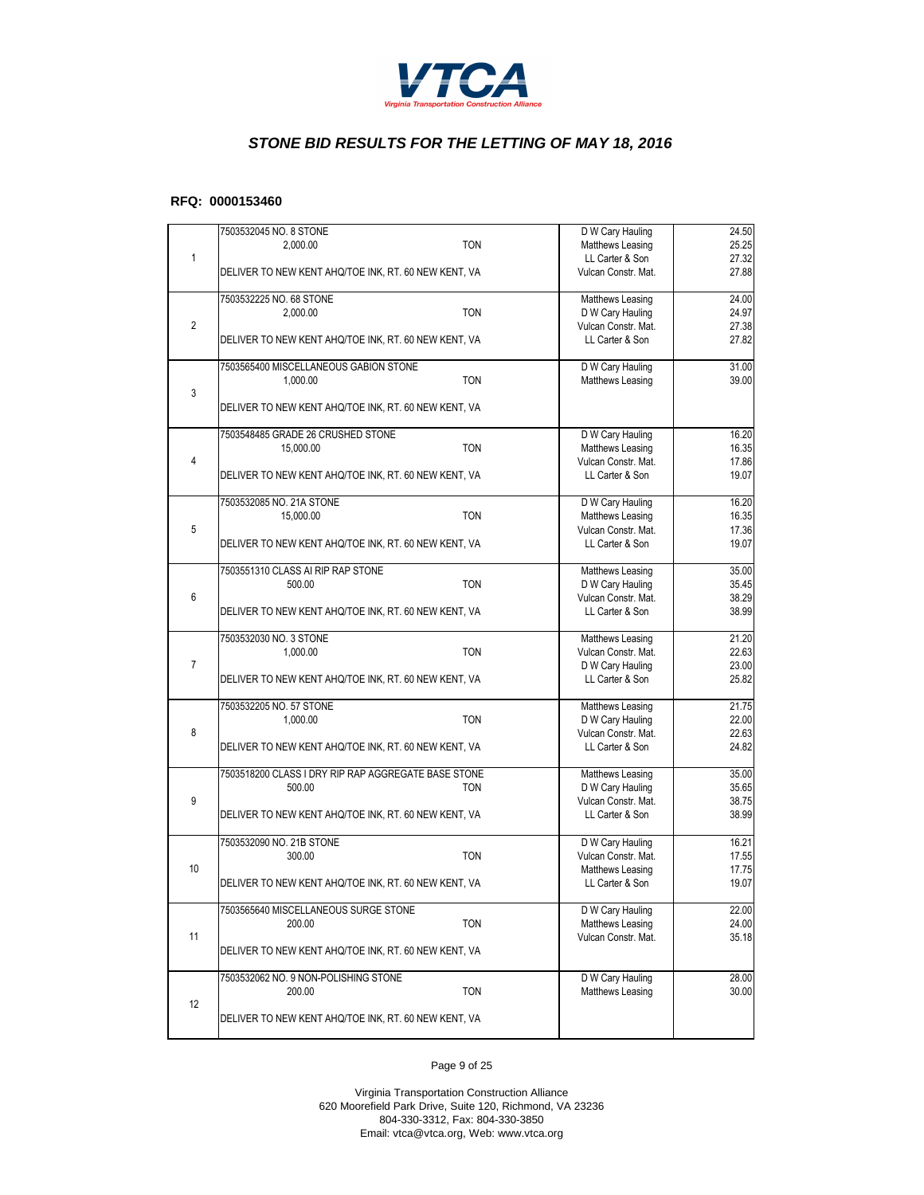VTCA

*Virginia Transportation Construction Alliance*

## *STONE BID RESULTS FOR THE LETTING OF MAY 18, 2016*

**RFQ: 0000153460**

| # | Item | Bidder | Price |
|---|---|---|---|
| 1 | 7503532045 NO. 8 STONE<br>2,000.00 TON<br>DELIVER TO NEW KENT AHQ/TOE INK, RT. 60 NEW KENT, VA | D W Cary Hauling<br>Matthews Leasing<br>LL Carter & Son<br>Vulcan Constr. Mat. | 24.50<br>25.25<br>27.32<br>27.88 |
| 2 | 7503532225 NO. 68 STONE<br>2,000.00 TON<br>DELIVER TO NEW KENT AHQ/TOE INK, RT. 60 NEW KENT, VA | Matthews Leasing<br>D W Cary Hauling<br>Vulcan Constr. Mat.<br>LL Carter & Son | 24.00<br>24.97<br>27.38<br>27.82 |
| 3 | 7503565400 MISCELLANEOUS GABION STONE<br>1,000.00 TON<br>DELIVER TO NEW KENT AHQ/TOE INK, RT. 60 NEW KENT, VA | D W Cary Hauling<br>Matthews Leasing | 31.00<br>39.00 |
| 4 | 7503548485 GRADE 26 CRUSHED STONE<br>15,000.00 TON<br>DELIVER TO NEW KENT AHQ/TOE INK, RT. 60 NEW KENT, VA | D W Cary Hauling<br>Matthews Leasing<br>Vulcan Constr. Mat.<br>LL Carter & Son | 16.20<br>16.35<br>17.86<br>19.07 |
| 5 | 7503532085 NO. 21A STONE<br>15,000.00 TON<br>DELIVER TO NEW KENT AHQ/TOE INK, RT. 60 NEW KENT, VA | D W Cary Hauling<br>Matthews Leasing<br>Vulcan Constr. Mat.<br>LL Carter & Son | 16.20<br>16.35<br>17.36<br>19.07 |
| 6 | 7503551310 CLASS AI RIP RAP STONE<br>500.00 TON<br>DELIVER TO NEW KENT AHQ/TOE INK, RT. 60 NEW KENT, VA | Matthews Leasing<br>D W Cary Hauling<br>Vulcan Constr. Mat.<br>LL Carter & Son | 35.00<br>35.45<br>38.29<br>38.99 |
| 7 | 7503532030 NO. 3 STONE<br>1,000.00 TON<br>DELIVER TO NEW KENT AHQ/TOE INK, RT. 60 NEW KENT, VA | Matthews Leasing<br>Vulcan Constr. Mat.<br>D W Cary Hauling<br>LL Carter & Son | 21.20<br>22.63<br>23.00<br>25.82 |
| 8 | 7503532205 NO. 57 STONE<br>1,000.00 TON<br>DELIVER TO NEW KENT AHQ/TOE INK, RT. 60 NEW KENT, VA | Matthews Leasing<br>D W Cary Hauling<br>Vulcan Constr. Mat.<br>LL Carter & Son | 21.75<br>22.00<br>22.63<br>24.82 |
| 9 | 7503518200 CLASS I DRY RIP RAP AGGREGATE BASE STONE<br>500.00 TON<br>DELIVER TO NEW KENT AHQ/TOE INK, RT. 60 NEW KENT, VA | Matthews Leasing<br>D W Cary Hauling<br>Vulcan Constr. Mat.<br>LL Carter & Son | 35.00<br>35.65<br>38.75<br>38.99 |
| 10 | 7503532090 NO. 21B STONE<br>300.00 TON<br>DELIVER TO NEW KENT AHQ/TOE INK, RT. 60 NEW KENT, VA | D W Cary Hauling<br>Vulcan Constr. Mat.<br>Matthews Leasing<br>LL Carter & Son | 16.21<br>17.55<br>17.75<br>19.07 |
| 11 | 7503565640 MISCELLANEOUS SURGE STONE<br>200.00 TON<br>DELIVER TO NEW KENT AHQ/TOE INK, RT. 60 NEW KENT, VA | D W Cary Hauling<br>Matthews Leasing<br>Vulcan Constr. Mat. | 22.00<br>24.00<br>35.18 |
| 12 | 7503532062 NO. 9 NON-POLISHING STONE<br>200.00 TON<br>DELIVER TO NEW KENT AHQ/TOE INK, RT. 60 NEW KENT, VA | D W Cary Hauling<br>Matthews Leasing | 28.00<br>30.00 |

Virginia Transportation Construction Alliance
620 Moorefield Park Drive, Suite 120, Richmond, VA 23236
804-330-3312, Fax: 804-330-3850
Email: vtca@vtca.org, Web: www.vtca.org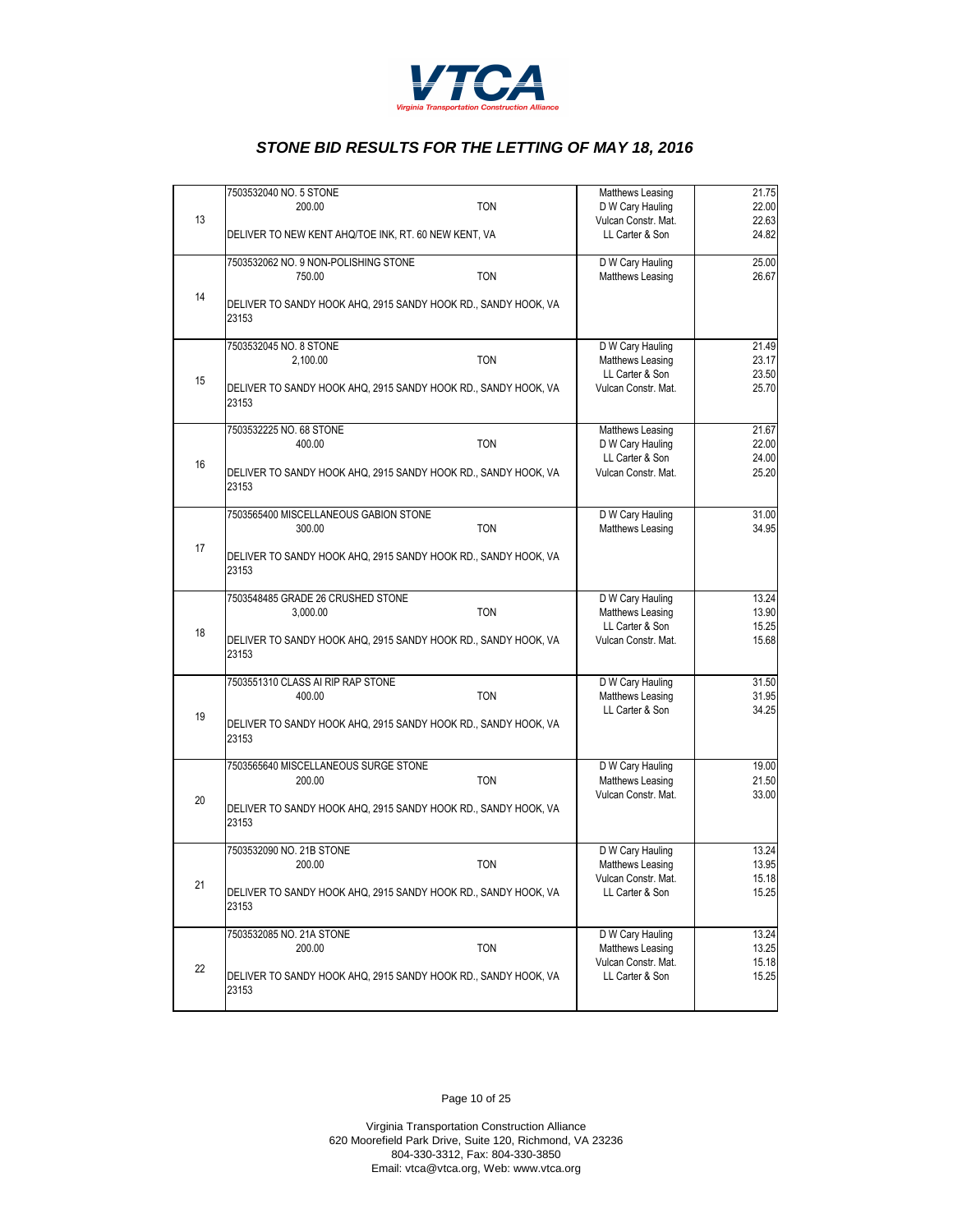## STONE BID RESULTS FOR THE LETTING OF MAY 18, 2016

| No. | Item | Bidder | Price |
|---|---|---|---|
| 13 | 7503532040 NO. 5 STONE<br>200.00 TON<br>DELIVER TO NEW KENT AHQ/TOE INK, RT. 60 NEW KENT, VA | Matthews Leasing<br>D W Cary Hauling<br>Vulcan Constr. Mat.<br>LL Carter & Son | 21.75<br>22.00<br>22.63<br>24.82 |
| 14 | 7503532062 NO. 9 NON-POLISHING STONE<br>750.00 TON<br>DELIVER TO SANDY HOOK AHQ, 2915 SANDY HOOK RD., SANDY HOOK, VA 23153 | D W Cary Hauling<br>Matthews Leasing | 25.00<br>26.67 |
| 15 | 7503532045 NO. 8 STONE<br>2,100.00 TON<br>DELIVER TO SANDY HOOK AHQ, 2915 SANDY HOOK RD., SANDY HOOK, VA 23153 | D W Cary Hauling<br>Matthews Leasing<br>LL Carter & Son<br>Vulcan Constr. Mat. | 21.49<br>23.17<br>23.50<br>25.70 |
| 16 | 7503532225 NO. 68 STONE<br>400.00 TON<br>DELIVER TO SANDY HOOK AHQ, 2915 SANDY HOOK RD., SANDY HOOK, VA 23153 | Matthews Leasing<br>D W Cary Hauling<br>LL Carter & Son<br>Vulcan Constr. Mat. | 21.67<br>22.00<br>24.00<br>25.20 |
| 17 | 7503565400 MISCELLANEOUS GABION STONE<br>300.00 TON<br>DELIVER TO SANDY HOOK AHQ, 2915 SANDY HOOK RD., SANDY HOOK, VA 23153 | D W Cary Hauling<br>Matthews Leasing | 31.00<br>34.95 |
| 18 | 7503548485 GRADE 26 CRUSHED STONE<br>3,000.00 TON<br>DELIVER TO SANDY HOOK AHQ, 2915 SANDY HOOK RD., SANDY HOOK, VA 23153 | D W Cary Hauling<br>Matthews Leasing<br>LL Carter & Son<br>Vulcan Constr. Mat. | 13.24<br>13.90<br>15.25<br>15.68 |
| 19 | 7503551310 CLASS AI RIP RAP STONE<br>400.00 TON<br>DELIVER TO SANDY HOOK AHQ, 2915 SANDY HOOK RD., SANDY HOOK, VA 23153 | D W Cary Hauling<br>Matthews Leasing<br>LL Carter & Son | 31.50<br>31.95<br>34.25 |
| 20 | 7503565640 MISCELLANEOUS SURGE STONE<br>200.00 TON<br>DELIVER TO SANDY HOOK AHQ, 2915 SANDY HOOK RD., SANDY HOOK, VA 23153 | D W Cary Hauling<br>Matthews Leasing<br>Vulcan Constr. Mat. | 19.00<br>21.50<br>33.00 |
| 21 | 7503532090 NO. 21B STONE<br>200.00 TON<br>DELIVER TO SANDY HOOK AHQ, 2915 SANDY HOOK RD., SANDY HOOK, VA 23153 | D W Cary Hauling<br>Matthews Leasing<br>Vulcan Constr. Mat.<br>LL Carter & Son | 13.24<br>13.95<br>15.18<br>15.25 |
| 22 | 7503532085 NO. 21A STONE<br>200.00 TON<br>DELIVER TO SANDY HOOK AHQ, 2915 SANDY HOOK RD., SANDY HOOK, VA 23153 | D W Cary Hauling<br>Matthews Leasing<br>Vulcan Constr. Mat.<br>LL Carter & Son | 13.24<br>13.25<br>15.18<br>15.25 |

Virginia Transportation Construction Alliance
620 Moorefield Park Drive, Suite 120, Richmond, VA 23236
804-330-3312, Fax: 804-330-3850
Email: vtca@vtca.org, Web: www.vtca.org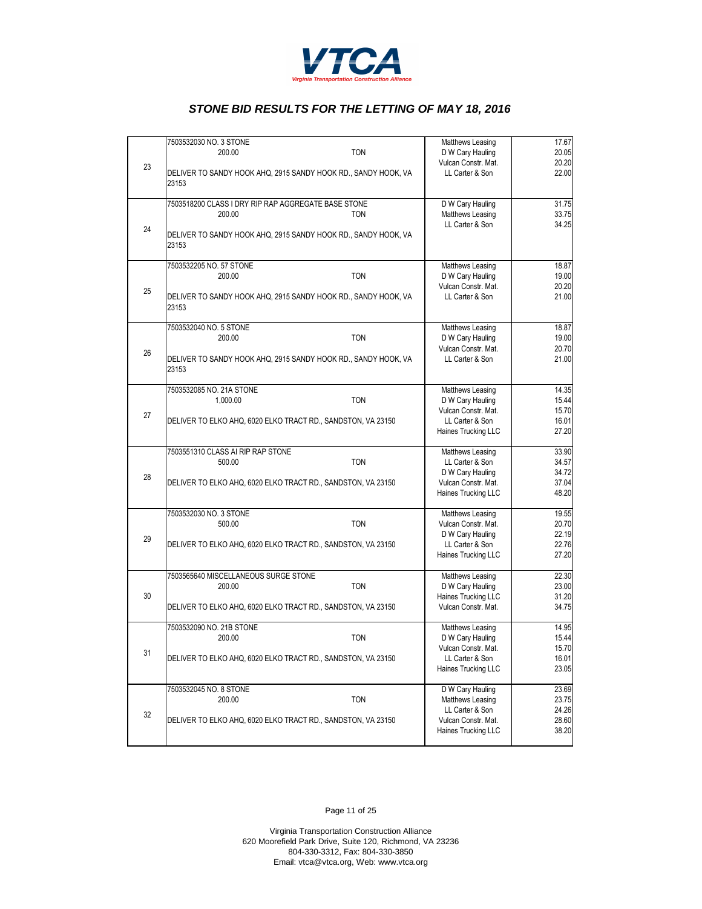## STONE BID RESULTS FOR THE LETTING OF MAY 18, 2016

| # | Item | Bidder | Price |
|---|---|---|---|
| 23 | 7503532030 NO. 3 STONE<br>200.00 TON<br>DELIVER TO SANDY HOOK AHQ, 2915 SANDY HOOK RD., SANDY HOOK, VA 23153 | Matthews Leasing<br>D W Cary Hauling<br>Vulcan Constr. Mat.<br>LL Carter & Son | 17.67<br>20.05<br>20.20<br>22.00 |
| 24 | 7503518200 CLASS I DRY RIP RAP AGGREGATE BASE STONE<br>200.00 TON<br>DELIVER TO SANDY HOOK AHQ, 2915 SANDY HOOK RD., SANDY HOOK, VA 23153 | D W Cary Hauling<br>Matthews Leasing<br>LL Carter & Son | 31.75<br>33.75<br>34.25 |
| 25 | 7503532205 NO. 57 STONE<br>200.00 TON<br>DELIVER TO SANDY HOOK AHQ, 2915 SANDY HOOK RD., SANDY HOOK, VA 23153 | Matthews Leasing<br>D W Cary Hauling<br>Vulcan Constr. Mat.<br>LL Carter & Son | 18.87<br>19.00<br>20.20<br>21.00 |
| 26 | 7503532040 NO. 5 STONE<br>200.00 TON<br>DELIVER TO SANDY HOOK AHQ, 2915 SANDY HOOK RD., SANDY HOOK, VA 23153 | Matthews Leasing<br>D W Cary Hauling<br>Vulcan Constr. Mat.<br>LL Carter & Son | 18.87<br>19.00<br>20.70<br>21.00 |
| 27 | 7503532085 NO. 21A STONE<br>1,000.00 TON<br>DELIVER TO ELKO AHQ, 6020 ELKO TRACT RD., SANDSTON, VA 23150 | Matthews Leasing<br>D W Cary Hauling<br>Vulcan Constr. Mat.<br>LL Carter & Son<br>Haines Trucking LLC | 14.35<br>15.44<br>15.70<br>16.01<br>27.20 |
| 28 | 7503551310 CLASS AI RIP RAP STONE<br>500.00 TON<br>DELIVER TO ELKO AHQ, 6020 ELKO TRACT RD., SANDSTON, VA 23150 | Matthews Leasing<br>LL Carter & Son<br>D W Cary Hauling<br>Vulcan Constr. Mat.<br>Haines Trucking LLC | 33.90<br>34.57<br>34.72<br>37.04<br>48.20 |
| 29 | 7503532030 NO. 3 STONE<br>500.00 TON<br>DELIVER TO ELKO AHQ, 6020 ELKO TRACT RD., SANDSTON, VA 23150 | Matthews Leasing<br>Vulcan Constr. Mat.<br>D W Cary Hauling<br>LL Carter & Son<br>Haines Trucking LLC | 19.55<br>20.70<br>22.19<br>22.76<br>27.20 |
| 30 | 7503565640 MISCELLANEOUS SURGE STONE<br>200.00 TON<br>DELIVER TO ELKO AHQ, 6020 ELKO TRACT RD., SANDSTON, VA 23150 | Matthews Leasing<br>D W Cary Hauling<br>Haines Trucking LLC<br>Vulcan Constr. Mat. | 22.30<br>23.00<br>31.20<br>34.75 |
| 31 | 7503532090 NO. 21B STONE<br>200.00 TON<br>DELIVER TO ELKO AHQ, 6020 ELKO TRACT RD., SANDSTON, VA 23150 | Matthews Leasing<br>D W Cary Hauling<br>Vulcan Constr. Mat.<br>LL Carter & Son<br>Haines Trucking LLC | 14.95<br>15.44<br>15.70<br>16.01<br>23.05 |
| 32 | 7503532045 NO. 8 STONE<br>200.00 TON<br>DELIVER TO ELKO AHQ, 6020 ELKO TRACT RD., SANDSTON, VA 23150 | D W Cary Hauling<br>Matthews Leasing<br>LL Carter & Son<br>Vulcan Constr. Mat.<br>Haines Trucking LLC | 23.69<br>23.75<br>24.26<br>28.60<br>38.20 |

Virginia Transportation Construction Alliance
620 Moorefield Park Drive, Suite 120, Richmond, VA 23236
804-330-3312, Fax: 804-330-3850
Email: vtca@vtca.org, Web: www.vtca.org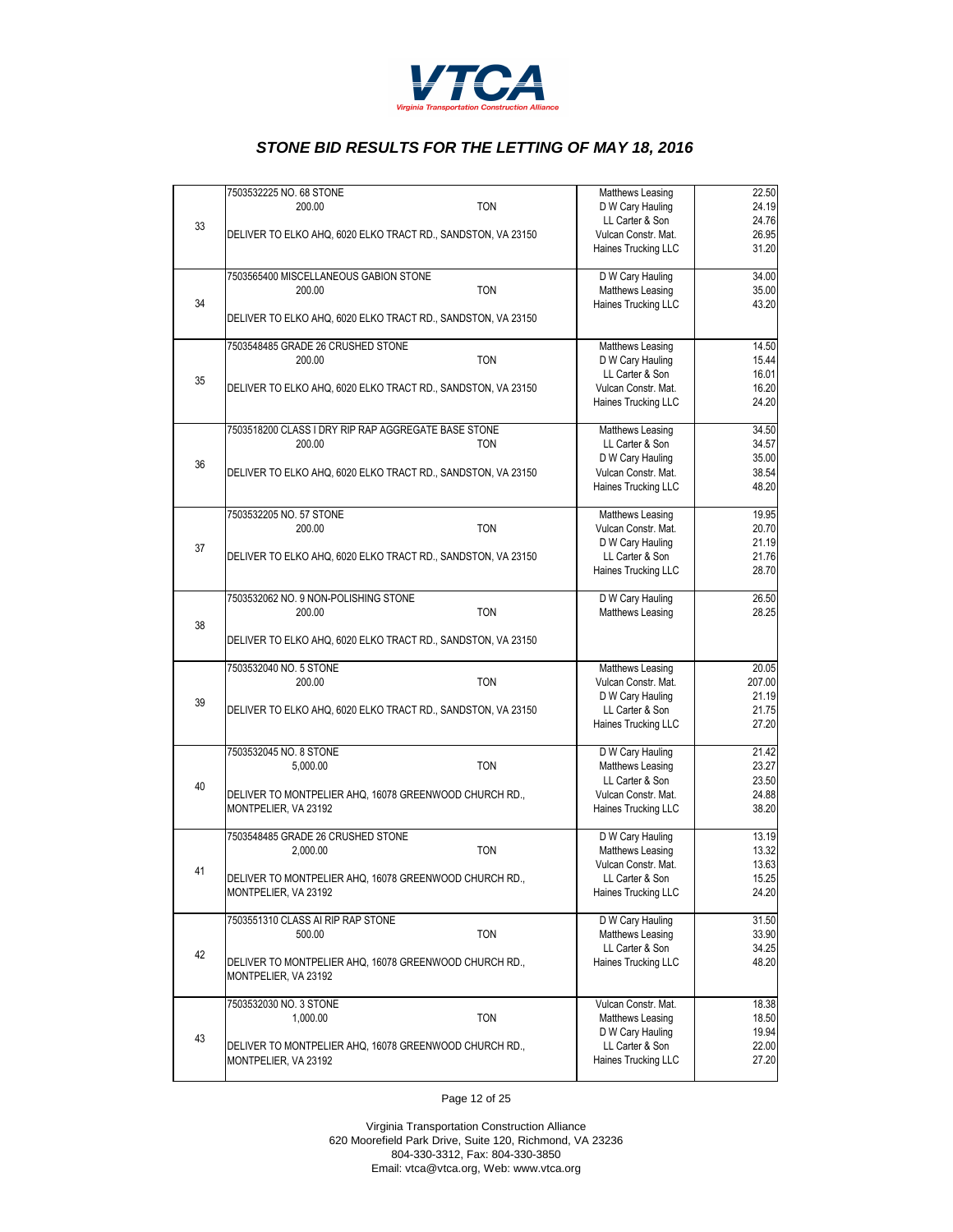# STONE BID RESULTS FOR THE LETTING OF MAY 18, 2016

| No. | Item | Bidder | Price |
|---|---|---|---|
| 33 | 7503532225 NO. 68 STONE<br>200.00 TON<br>DELIVER TO ELKO AHQ, 6020 ELKO TRACT RD., SANDSTON, VA 23150 | Matthews Leasing<br>D W Cary Hauling<br>LL Carter & Son<br>Vulcan Constr. Mat.<br>Haines Trucking LLC | 22.50<br>24.19<br>24.76<br>26.95<br>31.20 |
| 34 | 7503565400 MISCELLANEOUS GABION STONE<br>200.00 TON<br>DELIVER TO ELKO AHQ, 6020 ELKO TRACT RD., SANDSTON, VA 23150 | D W Cary Hauling<br>Matthews Leasing<br>Haines Trucking LLC | 34.00<br>35.00<br>43.20 |
| 35 | 7503548485 GRADE 26 CRUSHED STONE<br>200.00 TON<br>DELIVER TO ELKO AHQ, 6020 ELKO TRACT RD., SANDSTON, VA 23150 | Matthews Leasing<br>D W Cary Hauling<br>LL Carter & Son<br>Vulcan Constr. Mat.<br>Haines Trucking LLC | 14.50<br>15.44<br>16.01<br>16.20<br>24.20 |
| 36 | 7503518200 CLASS I DRY RIP RAP AGGREGATE BASE STONE<br>200.00 TON<br>DELIVER TO ELKO AHQ, 6020 ELKO TRACT RD., SANDSTON, VA 23150 | Matthews Leasing<br>LL Carter & Son<br>D W Cary Hauling<br>Vulcan Constr. Mat.<br>Haines Trucking LLC | 34.50<br>34.57<br>35.00<br>38.54<br>48.20 |
| 37 | 7503532205 NO. 57 STONE<br>200.00 TON<br>DELIVER TO ELKO AHQ, 6020 ELKO TRACT RD., SANDSTON, VA 23150 | Matthews Leasing<br>Vulcan Constr. Mat.<br>D W Cary Hauling<br>LL Carter & Son<br>Haines Trucking LLC | 19.95<br>20.70<br>21.19<br>21.76<br>28.70 |
| 38 | 7503532062 NO. 9 NON-POLISHING STONE<br>200.00 TON<br>DELIVER TO ELKO AHQ, 6020 ELKO TRACT RD., SANDSTON, VA 23150 | D W Cary Hauling<br>Matthews Leasing | 26.50<br>28.25 |
| 39 | 7503532040 NO. 5 STONE<br>200.00 TON<br>DELIVER TO ELKO AHQ, 6020 ELKO TRACT RD., SANDSTON, VA 23150 | Matthews Leasing<br>Vulcan Constr. Mat.<br>D W Cary Hauling<br>LL Carter & Son<br>Haines Trucking LLC | 20.05<br>207.00<br>21.19<br>21.75<br>27.20 |
| 40 | 7503532045 NO. 8 STONE<br>5,000.00 TON<br>DELIVER TO MONTPELIER AHQ, 16078 GREENWOOD CHURCH RD., MONTPELIER, VA 23192 | D W Cary Hauling<br>Matthews Leasing<br>LL Carter & Son<br>Vulcan Constr. Mat.<br>Haines Trucking LLC | 21.42<br>23.27<br>23.50<br>24.88<br>38.20 |
| 41 | 7503548485 GRADE 26 CRUSHED STONE<br>2,000.00 TON<br>DELIVER TO MONTPELIER AHQ, 16078 GREENWOOD CHURCH RD., MONTPELIER, VA 23192 | D W Cary Hauling<br>Matthews Leasing<br>Vulcan Constr. Mat.<br>LL Carter & Son<br>Haines Trucking LLC | 13.19<br>13.32<br>13.63<br>15.25<br>24.20 |
| 42 | 7503551310 CLASS AI RIP RAP STONE<br>500.00 TON<br>DELIVER TO MONTPELIER AHQ, 16078 GREENWOOD CHURCH RD., MONTPELIER, VA 23192 | D W Cary Hauling<br>Matthews Leasing<br>LL Carter & Son<br>Haines Trucking LLC | 31.50<br>33.90<br>34.25<br>48.20 |
| 43 | 7503532030 NO. 3 STONE<br>1,000.00 TON<br>DELIVER TO MONTPELIER AHQ, 16078 GREENWOOD CHURCH RD., MONTPELIER, VA 23192 | Vulcan Constr. Mat.<br>Matthews Leasing<br>D W Cary Hauling<br>LL Carter & Son<br>Haines Trucking LLC | 18.38<br>18.50<br>19.94<br>22.00<br>27.20 |

Virginia Transportation Construction Alliance
620 Moorefield Park Drive, Suite 120, Richmond, VA 23236
804-330-3312, Fax: 804-330-3850
Email: vtca@vtca.org, Web: www.vtca.org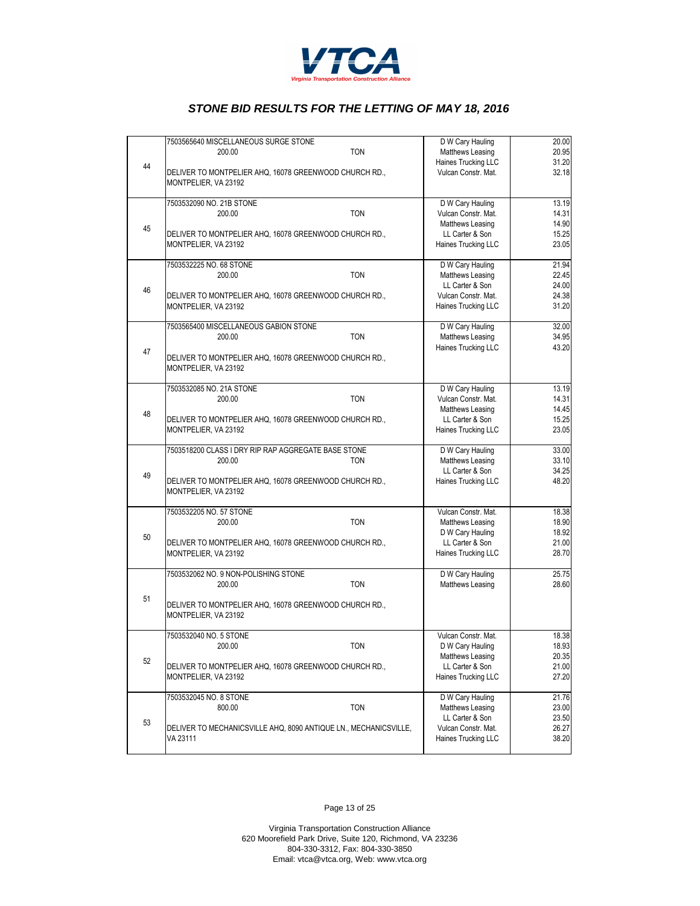VTCA

Virginia Transportation Construction Alliance

# STONE BID RESULTS FOR THE LETTING OF MAY 18, 2016

| No. | Item | Bidder | Price |
|---|---|---|---|
| 44 | 7503565640 MISCELLANEOUS SURGE STONE<br>200.00 TON<br>DELIVER TO MONTPELIER AHQ, 16078 GREENWOOD CHURCH RD., MONTPELIER, VA 23192 | D W Cary Hauling<br>Matthews Leasing<br>Haines Trucking LLC<br>Vulcan Constr. Mat. | 20.00<br>20.95<br>31.20<br>32.18 |
| 45 | 7503532090 NO. 21B STONE<br>200.00 TON<br>DELIVER TO MONTPELIER AHQ, 16078 GREENWOOD CHURCH RD., MONTPELIER, VA 23192 | D W Cary Hauling<br>Vulcan Constr. Mat.<br>Matthews Leasing<br>LL Carter & Son<br>Haines Trucking LLC | 13.19<br>14.31<br>14.90<br>15.25<br>23.05 |
| 46 | 7503532225 NO. 68 STONE<br>200.00 TON<br>DELIVER TO MONTPELIER AHQ, 16078 GREENWOOD CHURCH RD., MONTPELIER, VA 23192 | D W Cary Hauling<br>Matthews Leasing<br>LL Carter & Son<br>Vulcan Constr. Mat.<br>Haines Trucking LLC | 21.94<br>22.45<br>24.00<br>24.38<br>31.20 |
| 47 | 7503565400 MISCELLANEOUS GABION STONE<br>200.00 TON<br>DELIVER TO MONTPELIER AHQ, 16078 GREENWOOD CHURCH RD., MONTPELIER, VA 23192 | D W Cary Hauling<br>Matthews Leasing<br>Haines Trucking LLC | 32.00<br>34.95<br>43.20 |
| 48 | 7503532085 NO. 21A STONE<br>200.00 TON<br>DELIVER TO MONTPELIER AHQ, 16078 GREENWOOD CHURCH RD., MONTPELIER, VA 23192 | D W Cary Hauling<br>Vulcan Constr. Mat.<br>Matthews Leasing<br>LL Carter & Son<br>Haines Trucking LLC | 13.19<br>14.31<br>14.45<br>15.25<br>23.05 |
| 49 | 7503518200 CLASS I DRY RIP RAP AGGREGATE BASE STONE<br>200.00 TON<br>DELIVER TO MONTPELIER AHQ, 16078 GREENWOOD CHURCH RD., MONTPELIER, VA 23192 | D W Cary Hauling<br>Matthews Leasing<br>LL Carter & Son<br>Haines Trucking LLC | 33.00<br>33.10<br>34.25<br>48.20 |
| 50 | 7503532205 NO. 57 STONE<br>200.00 TON<br>DELIVER TO MONTPELIER AHQ, 16078 GREENWOOD CHURCH RD., MONTPELIER, VA 23192 | Vulcan Constr. Mat.<br>Matthews Leasing<br>D W Cary Hauling<br>LL Carter & Son<br>Haines Trucking LLC | 18.38<br>18.90<br>18.92<br>21.00<br>28.70 |
| 51 | 7503532062 NO. 9 NON-POLISHING STONE<br>200.00 TON<br>DELIVER TO MONTPELIER AHQ, 16078 GREENWOOD CHURCH RD., MONTPELIER, VA 23192 | D W Cary Hauling<br>Matthews Leasing | 25.75<br>28.60 |
| 52 | 7503532040 NO. 5 STONE<br>200.00 TON<br>DELIVER TO MONTPELIER AHQ, 16078 GREENWOOD CHURCH RD., MONTPELIER, VA 23192 | Vulcan Constr. Mat.<br>D W Cary Hauling<br>Matthews Leasing<br>LL Carter & Son<br>Haines Trucking LLC | 18.38<br>18.93<br>20.35<br>21.00<br>27.20 |
| 53 | 7503532045 NO. 8 STONE<br>800.00 TON<br>DELIVER TO MECHANICSVILLE AHQ, 8090 ANTIQUE LN., MECHANICSVILLE, VA 23111 | D W Cary Hauling<br>Matthews Leasing<br>LL Carter & Son<br>Vulcan Constr. Mat.<br>Haines Trucking LLC | 21.76<br>23.00<br>23.50<br>26.27<br>38.20 |

Virginia Transportation Construction Alliance
620 Moorefield Park Drive, Suite 120, Richmond, VA 23236
804-330-3312, Fax: 804-330-3850
Email: vtca@vtca.org, Web: www.vtca.org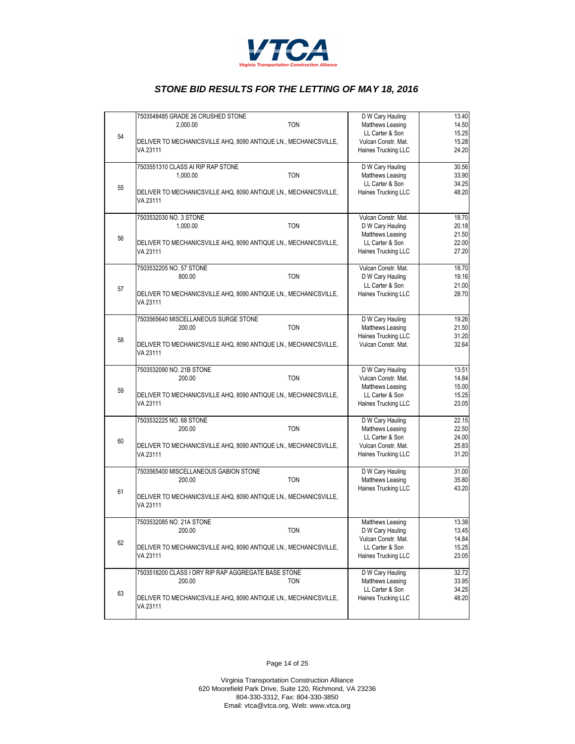VTCA

Virginia Transportation Construction Alliance

## STONE BID RESULTS FOR THE LETTING OF MAY 18, 2016

| No. | Item | Bidder | Price |
|---|---|---|---|
| 54 | 7503548485 GRADE 26 CRUSHED STONE<br>2,000.00 TON<br>DELIVER TO MECHANICSVILLE AHQ, 8090 ANTIQUE LN., MECHANICSVILLE, VA 23111 | D W Cary Hauling<br>Matthews Leasing<br>LL Carter & Son<br>Vulcan Constr. Mat.<br>Haines Trucking LLC | 13.40<br>14.50<br>15.25<br>15.28<br>24.20 |
| 55 | 7503551310 CLASS AI RIP RAP STONE<br>1,000.00 TON<br>DELIVER TO MECHANICSVILLE AHQ, 8090 ANTIQUE LN., MECHANICSVILLE, VA 23111 | D W Cary Hauling<br>Matthews Leasing<br>LL Carter & Son<br>Haines Trucking LLC | 30.56<br>33.90<br>34.25<br>48.20 |
| 56 | 7503532030 NO. 3 STONE<br>1,000.00 TON<br>DELIVER TO MECHANICSVILLE AHQ, 8090 ANTIQUE LN., MECHANICSVILLE, VA 23111 | Vulcan Constr. Mat.<br>D W Cary Hauling<br>Matthews Leasing<br>LL Carter & Son<br>Haines Trucking LLC | 18.70<br>20.18<br>21.50<br>22.00<br>27.20 |
| 57 | 7503532205 NO. 57 STONE<br>800.00 TON<br>DELIVER TO MECHANICSVILLE AHQ, 8090 ANTIQUE LN., MECHANICSVILLE, VA 23111 | Vulcan Constr. Mat.<br>D W Cary Hauling<br>LL Carter & Son<br>Haines Trucking LLC | 18.70<br>19.16<br>21.00<br>28.70 |
| 58 | 7503565640 MISCELLANEOUS SURGE STONE<br>200.00 TON<br>DELIVER TO MECHANICSVILLE AHQ, 8090 ANTIQUE LN., MECHANICSVILLE, VA 23111 | D W Cary Hauling<br>Matthews Leasing<br>Haines Trucking LLC<br>Vulcan Constr. Mat. | 19.26<br>21.50<br>31.20<br>32.64 |
| 59 | 7503532090 NO. 21B STONE<br>200.00 TON<br>DELIVER TO MECHANICSVILLE AHQ, 8090 ANTIQUE LN., MECHANICSVILLE, VA 23111 | D W Cary Hauling<br>Vulcan Constr. Mat.<br>Matthews Leasing<br>LL Carter & Son<br>Haines Trucking LLC | 13.51<br>14.84<br>15.00<br>15.25<br>23.05 |
| 60 | 7503532225 NO. 68 STONE<br>200.00 TON<br>DELIVER TO MECHANICSVILLE AHQ, 8090 ANTIQUE LN., MECHANICSVILLE, VA 23111 | D W Cary Hauling<br>Matthews Leasing<br>LL Carter & Son<br>Vulcan Constr. Mat.<br>Haines Trucking LLC | 22.15<br>22.50<br>24.00<br>25.83<br>31.20 |
| 61 | 7503565400 MISCELLANEOUS GABION STONE<br>200.00 TON<br>DELIVER TO MECHANICSVILLE AHQ, 8090 ANTIQUE LN., MECHANICSVILLE, VA 23111 | D W Cary Hauling<br>Matthews Leasing<br>Haines Trucking LLC | 31.00<br>35.80<br>43.20 |
| 62 | 7503532085 NO. 21A STONE<br>200.00 TON<br>DELIVER TO MECHANICSVILLE AHQ, 8090 ANTIQUE LN., MECHANICSVILLE, VA 23111 | Matthews Leasing<br>D W Cary Hauling<br>Vulcan Constr. Mat.<br>LL Carter & Son<br>Haines Trucking LLC | 13.38<br>13.45<br>14.84<br>15.25<br>23.05 |
| 63 | 7503518200 CLASS I DRY RIP RAP AGGREGATE BASE STONE<br>200.00 TON<br>DELIVER TO MECHANICSVILLE AHQ, 8090 ANTIQUE LN., MECHANICSVILLE, VA 23111 | D W Cary Hauling<br>Matthews Leasing<br>LL Carter & Son<br>Haines Trucking LLC | 32.72<br>33.95<br>34.25<br>48.20 |

Virginia Transportation Construction Alliance
620 Moorefield Park Drive, Suite 120, Richmond, VA 23236
804-330-3312, Fax: 804-330-3850
Email: vtca@vtca.org, Web: www.vtca.org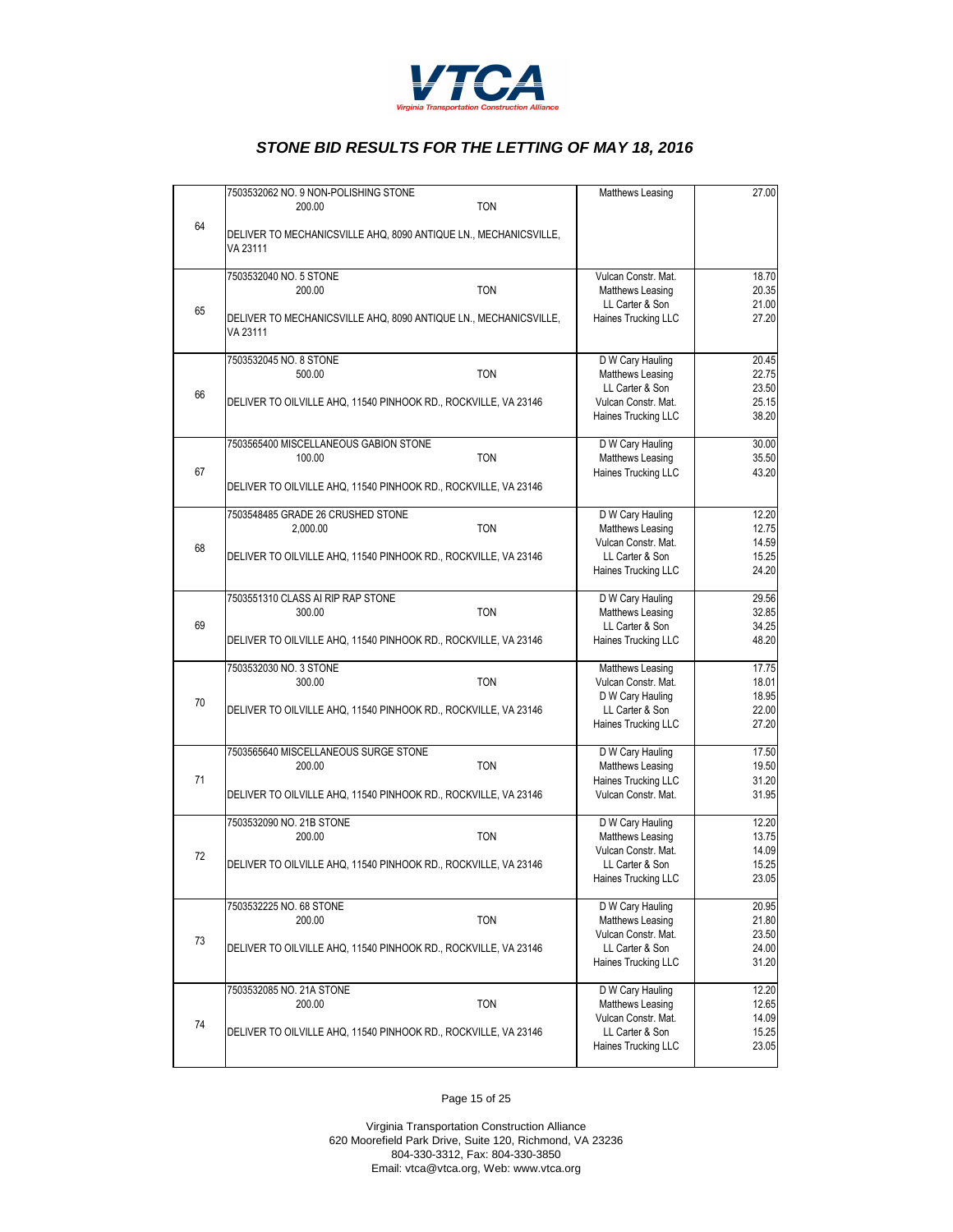**VTCA**

Virginia Transportation Construction Alliance

## *STONE BID RESULTS FOR THE LETTING OF MAY 18, 2016*

| # | Item | Bidder | Price |
|---|---|---|---|
| 64 | 7503532062 NO. 9 NON-POLISHING STONE<br>200.00 TON<br>DELIVER TO MECHANICSVILLE AHQ, 8090 ANTIQUE LN., MECHANICSVILLE, VA 23111 | Matthews Leasing | 27.00 |
| 65 | 7503532040 NO. 5 STONE<br>200.00 TON<br>DELIVER TO MECHANICSVILLE AHQ, 8090 ANTIQUE LN., MECHANICSVILLE, VA 23111 | Vulcan Constr. Mat.<br>Matthews Leasing<br>LL Carter & Son<br>Haines Trucking LLC | 18.70<br>20.35<br>21.00<br>27.20 |
| 66 | 7503532045 NO. 8 STONE<br>500.00 TON<br>DELIVER TO OILVILLE AHQ, 11540 PINHOOK RD., ROCKVILLE, VA 23146 | D W Cary Hauling<br>Matthews Leasing<br>LL Carter & Son<br>Vulcan Constr. Mat.<br>Haines Trucking LLC | 20.45<br>22.75<br>23.50<br>25.15<br>38.20 |
| 67 | 7503565400 MISCELLANEOUS GABION STONE<br>100.00 TON<br>DELIVER TO OILVILLE AHQ, 11540 PINHOOK RD., ROCKVILLE, VA 23146 | D W Cary Hauling<br>Matthews Leasing<br>Haines Trucking LLC | 30.00<br>35.50<br>43.20 |
| 68 | 7503548485 GRADE 26 CRUSHED STONE<br>2,000.00 TON<br>DELIVER TO OILVILLE AHQ, 11540 PINHOOK RD., ROCKVILLE, VA 23146 | D W Cary Hauling<br>Matthews Leasing<br>Vulcan Constr. Mat.<br>LL Carter & Son<br>Haines Trucking LLC | 12.20<br>12.75<br>14.59<br>15.25<br>24.20 |
| 69 | 7503551310 CLASS AI RIP RAP STONE<br>300.00 TON<br>DELIVER TO OILVILLE AHQ, 11540 PINHOOK RD., ROCKVILLE, VA 23146 | D W Cary Hauling<br>Matthews Leasing<br>LL Carter & Son<br>Haines Trucking LLC | 29.56<br>32.85<br>34.25<br>48.20 |
| 70 | 7503532030 NO. 3 STONE<br>300.00 TON<br>DELIVER TO OILVILLE AHQ, 11540 PINHOOK RD., ROCKVILLE, VA 23146 | Matthews Leasing<br>Vulcan Constr. Mat.<br>D W Cary Hauling<br>LL Carter & Son<br>Haines Trucking LLC | 17.75<br>18.01<br>18.95<br>22.00<br>27.20 |
| 71 | 7503565640 MISCELLANEOUS SURGE STONE<br>200.00 TON<br>DELIVER TO OILVILLE AHQ, 11540 PINHOOK RD., ROCKVILLE, VA 23146 | D W Cary Hauling<br>Matthews Leasing<br>Haines Trucking LLC<br>Vulcan Constr. Mat. | 17.50<br>19.50<br>31.20<br>31.95 |
| 72 | 7503532090 NO. 21B STONE<br>200.00 TON<br>DELIVER TO OILVILLE AHQ, 11540 PINHOOK RD., ROCKVILLE, VA 23146 | D W Cary Hauling<br>Matthews Leasing<br>Vulcan Constr. Mat.<br>LL Carter & Son<br>Haines Trucking LLC | 12.20<br>13.75<br>14.09<br>15.25<br>23.05 |
| 73 | 7503532225 NO. 68 STONE<br>200.00 TON<br>DELIVER TO OILVILLE AHQ, 11540 PINHOOK RD., ROCKVILLE, VA 23146 | D W Cary Hauling<br>Matthews Leasing<br>Vulcan Constr. Mat.<br>LL Carter & Son<br>Haines Trucking LLC | 20.95<br>21.80<br>23.50<br>24.00<br>31.20 |
| 74 | 7503532085 NO. 21A STONE<br>200.00 TON<br>DELIVER TO OILVILLE AHQ, 11540 PINHOOK RD., ROCKVILLE, VA 23146 | D W Cary Hauling<br>Matthews Leasing<br>Vulcan Constr. Mat.<br>LL Carter & Son<br>Haines Trucking LLC | 12.20<br>12.65<br>14.09<br>15.25<br>23.05 |

Virginia Transportation Construction Alliance
620 Moorefield Park Drive, Suite 120, Richmond, VA 23236
804-330-3312, Fax: 804-330-3850
Email: vtca@vtca.org, Web: www.vtca.org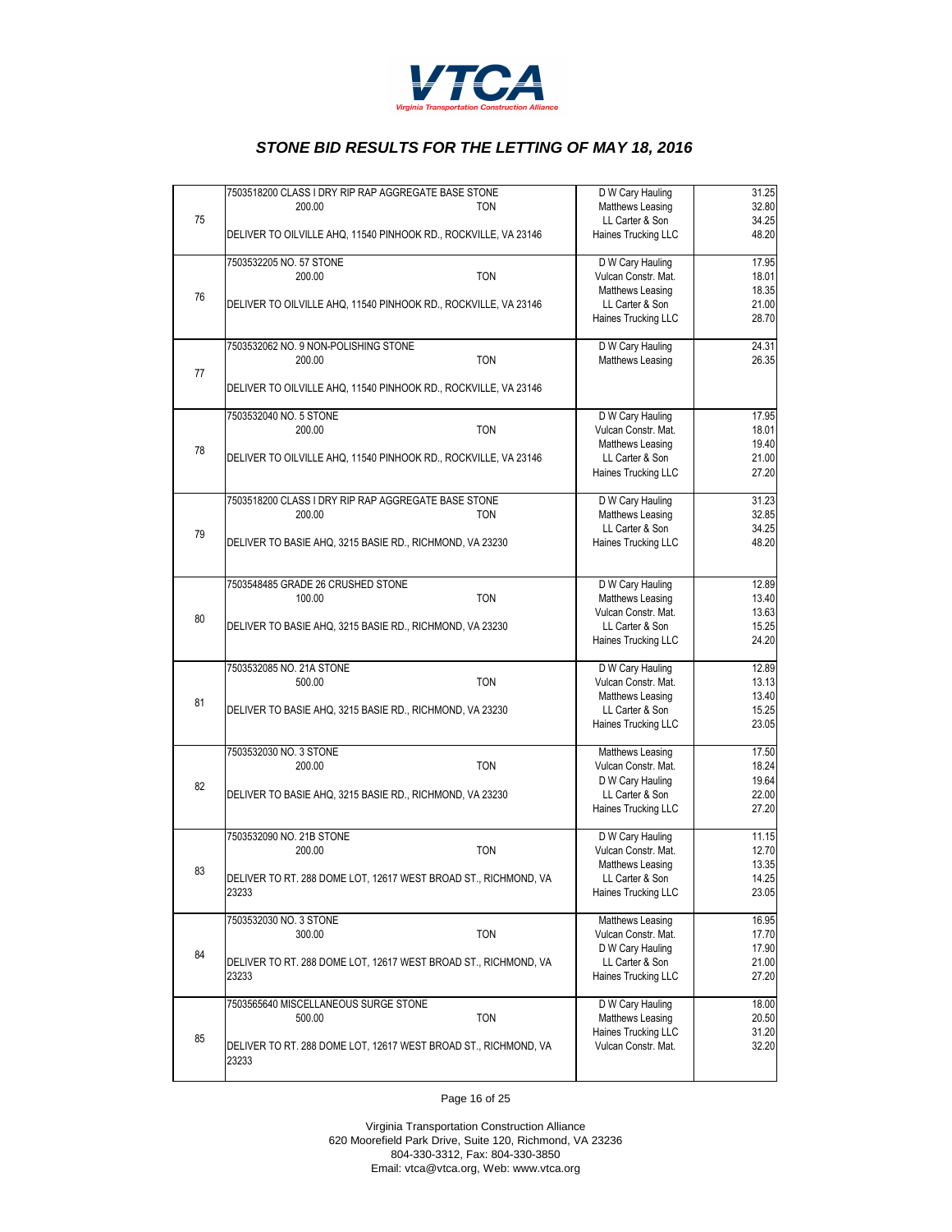# STONE BID RESULTS FOR THE LETTING OF MAY 18, 2016

| No. | Item | Bidder | Price |
|---|---|---|---|
| 75 | 7503518200 CLASS I DRY RIP RAP AGGREGATE BASE STONE<br>200.00 TON<br>DELIVER TO OILVILLE AHQ, 11540 PINHOOK RD., ROCKVILLE, VA 23146 | D W Cary Hauling<br>Matthews Leasing<br>LL Carter & Son<br>Haines Trucking LLC | 31.25<br>32.80<br>34.25<br>48.20 |
| 76 | 7503532205 NO. 57 STONE<br>200.00 TON<br>DELIVER TO OILVILLE AHQ, 11540 PINHOOK RD., ROCKVILLE, VA 23146 | D W Cary Hauling<br>Vulcan Constr. Mat.<br>Matthews Leasing<br>LL Carter & Son<br>Haines Trucking LLC | 17.95<br>18.01<br>18.35<br>21.00<br>28.70 |
| 77 | 7503532062 NO. 9 NON-POLISHING STONE<br>200.00 TON<br>DELIVER TO OILVILLE AHQ, 11540 PINHOOK RD., ROCKVILLE, VA 23146 | D W Cary Hauling<br>Matthews Leasing | 24.31<br>26.35 |
| 78 | 7503532040 NO. 5 STONE<br>200.00 TON<br>DELIVER TO OILVILLE AHQ, 11540 PINHOOK RD., ROCKVILLE, VA 23146 | D W Cary Hauling<br>Vulcan Constr. Mat.<br>Matthews Leasing<br>LL Carter & Son<br>Haines Trucking LLC | 17.95<br>18.01<br>19.40<br>21.00<br>27.20 |
| 79 | 7503518200 CLASS I DRY RIP RAP AGGREGATE BASE STONE<br>200.00 TON<br>DELIVER TO BASIE AHQ, 3215 BASIE RD., RICHMOND, VA 23230 | D W Cary Hauling<br>Matthews Leasing<br>LL Carter & Son<br>Haines Trucking LLC | 31.23<br>32.85<br>34.25<br>48.20 |
| 80 | 7503548485 GRADE 26 CRUSHED STONE<br>100.00 TON<br>DELIVER TO BASIE AHQ, 3215 BASIE RD., RICHMOND, VA 23230 | D W Cary Hauling<br>Matthews Leasing<br>Vulcan Constr. Mat.<br>LL Carter & Son<br>Haines Trucking LLC | 12.89<br>13.40<br>13.63<br>15.25<br>24.20 |
| 81 | 7503532085 NO. 21A STONE<br>500.00 TON<br>DELIVER TO BASIE AHQ, 3215 BASIE RD., RICHMOND, VA 23230 | D W Cary Hauling<br>Vulcan Constr. Mat.<br>Matthews Leasing<br>LL Carter & Son<br>Haines Trucking LLC | 12.89<br>13.13<br>13.40<br>15.25<br>23.05 |
| 82 | 7503532030 NO. 3 STONE<br>200.00 TON<br>DELIVER TO BASIE AHQ, 3215 BASIE RD., RICHMOND, VA 23230 | Matthews Leasing<br>Vulcan Constr. Mat.<br>D W Cary Hauling<br>LL Carter & Son<br>Haines Trucking LLC | 17.50<br>18.24<br>19.64<br>22.00<br>27.20 |
| 83 | 7503532090 NO. 21B STONE<br>200.00 TON<br>DELIVER TO RT. 288 DOME LOT, 12617 WEST BROAD ST., RICHMOND, VA 23233 | D W Cary Hauling<br>Vulcan Constr. Mat.<br>Matthews Leasing<br>LL Carter & Son<br>Haines Trucking LLC | 11.15<br>12.70<br>13.35<br>14.25<br>23.05 |
| 84 | 7503532030 NO. 3 STONE<br>300.00 TON<br>DELIVER TO RT. 288 DOME LOT, 12617 WEST BROAD ST., RICHMOND, VA 23233 | Matthews Leasing<br>Vulcan Constr. Mat.<br>D W Cary Hauling<br>LL Carter & Son<br>Haines Trucking LLC | 16.95<br>17.70<br>17.90<br>21.00<br>27.20 |
| 85 | 7503565640 MISCELLANEOUS SURGE STONE<br>500.00 TON<br>DELIVER TO RT. 288 DOME LOT, 12617 WEST BROAD ST., RICHMOND, VA 23233 | D W Cary Hauling<br>Matthews Leasing<br>Haines Trucking LLC<br>Vulcan Constr. Mat. | 18.00<br>20.50<br>31.20<br>32.20 |

Virginia Transportation Construction Alliance
620 Moorefield Park Drive, Suite 120, Richmond, VA 23236
804-330-3312, Fax: 804-330-3850
Email: vtca@vtca.org, Web: www.vtca.org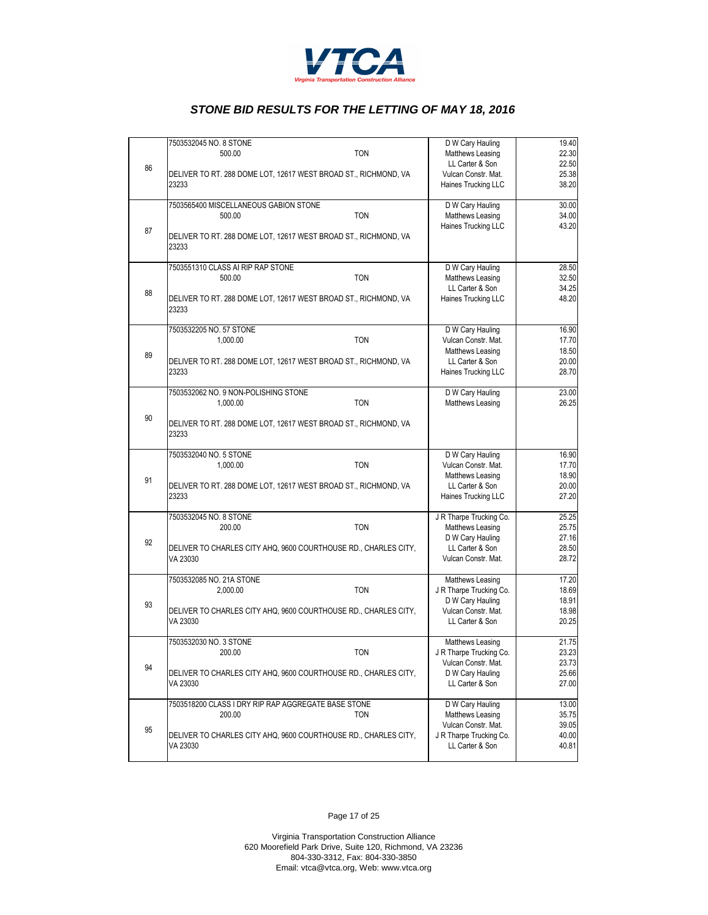**VTCA**
*Virginia Transportation Construction Alliance*

## *STONE BID RESULTS FOR THE LETTING OF MAY 18, 2016*

| # | Item / Quantity / Delivery | Bidder | Price |
|---|---|---|---|
| 86 | 7503532045 NO. 8 STONE<br>500.00 TON<br>DELIVER TO RT. 288 DOME LOT, 12617 WEST BROAD ST., RICHMOND, VA 23233 | D W Cary Hauling<br>Matthews Leasing<br>LL Carter & Son<br>Vulcan Constr. Mat.<br>Haines Trucking LLC | 19.40<br>22.30<br>22.50<br>25.38<br>38.20 |
| 87 | 7503565400 MISCELLANEOUS GABION STONE<br>500.00 TON<br>DELIVER TO RT. 288 DOME LOT, 12617 WEST BROAD ST., RICHMOND, VA 23233 | D W Cary Hauling<br>Matthews Leasing<br>Haines Trucking LLC | 30.00<br>34.00<br>43.20 |
| 88 | 7503551310 CLASS AI RIP RAP STONE<br>500.00 TON<br>DELIVER TO RT. 288 DOME LOT, 12617 WEST BROAD ST., RICHMOND, VA 23233 | D W Cary Hauling<br>Matthews Leasing<br>LL Carter & Son<br>Haines Trucking LLC | 28.50<br>32.50<br>34.25<br>48.20 |
| 89 | 7503532205 NO. 57 STONE<br>1,000.00 TON<br>DELIVER TO RT. 288 DOME LOT, 12617 WEST BROAD ST., RICHMOND, VA 23233 | D W Cary Hauling<br>Vulcan Constr. Mat.<br>Matthews Leasing<br>LL Carter & Son<br>Haines Trucking LLC | 16.90<br>17.70<br>18.50<br>20.00<br>28.70 |
| 90 | 7503532062 NO. 9 NON-POLISHING STONE<br>1,000.00 TON<br>DELIVER TO RT. 288 DOME LOT, 12617 WEST BROAD ST., RICHMOND, VA 23233 | D W Cary Hauling<br>Matthews Leasing | 23.00<br>26.25 |
| 91 | 7503532040 NO. 5 STONE<br>1,000.00 TON<br>DELIVER TO RT. 288 DOME LOT, 12617 WEST BROAD ST., RICHMOND, VA 23233 | D W Cary Hauling<br>Vulcan Constr. Mat.<br>Matthews Leasing<br>LL Carter & Son<br>Haines Trucking LLC | 16.90<br>17.70<br>18.90<br>20.00<br>27.20 |
| 92 | 7503532045 NO. 8 STONE<br>200.00 TON<br>DELIVER TO CHARLES CITY AHQ, 9600 COURTHOUSE RD., CHARLES CITY, VA 23030 | J R Tharpe Trucking Co.<br>Matthews Leasing<br>D W Cary Hauling<br>LL Carter & Son<br>Vulcan Constr. Mat. | 25.25<br>25.75<br>27.16<br>28.50<br>28.72 |
| 93 | 7503532085 NO. 21A STONE<br>2,000.00 TON<br>DELIVER TO CHARLES CITY AHQ, 9600 COURTHOUSE RD., CHARLES CITY, VA 23030 | Matthews Leasing<br>J R Tharpe Trucking Co.<br>D W Cary Hauling<br>Vulcan Constr. Mat.<br>LL Carter & Son | 17.20<br>18.69<br>18.91<br>18.98<br>20.25 |
| 94 | 7503532030 NO. 3 STONE<br>200.00 TON<br>DELIVER TO CHARLES CITY AHQ, 9600 COURTHOUSE RD., CHARLES CITY, VA 23030 | Matthews Leasing<br>J R Tharpe Trucking Co.<br>Vulcan Constr. Mat.<br>D W Cary Hauling<br>LL Carter & Son | 21.75<br>23.23<br>23.73<br>25.66<br>27.00 |
| 95 | 7503518200 CLASS I DRY RIP RAP AGGREGATE BASE STONE<br>200.00 TON<br>DELIVER TO CHARLES CITY AHQ, 9600 COURTHOUSE RD., CHARLES CITY, VA 23030 | D W Cary Hauling<br>Matthews Leasing<br>Vulcan Constr. Mat.<br>J R Tharpe Trucking Co.<br>LL Carter & Son | 13.00<br>35.75<br>39.05<br>40.00<br>40.81 |

Virginia Transportation Construction Alliance
620 Moorefield Park Drive, Suite 120, Richmond, VA 23236
804-330-3312, Fax: 804-330-3850
Email: vtca@vtca.org, Web: www.vtca.org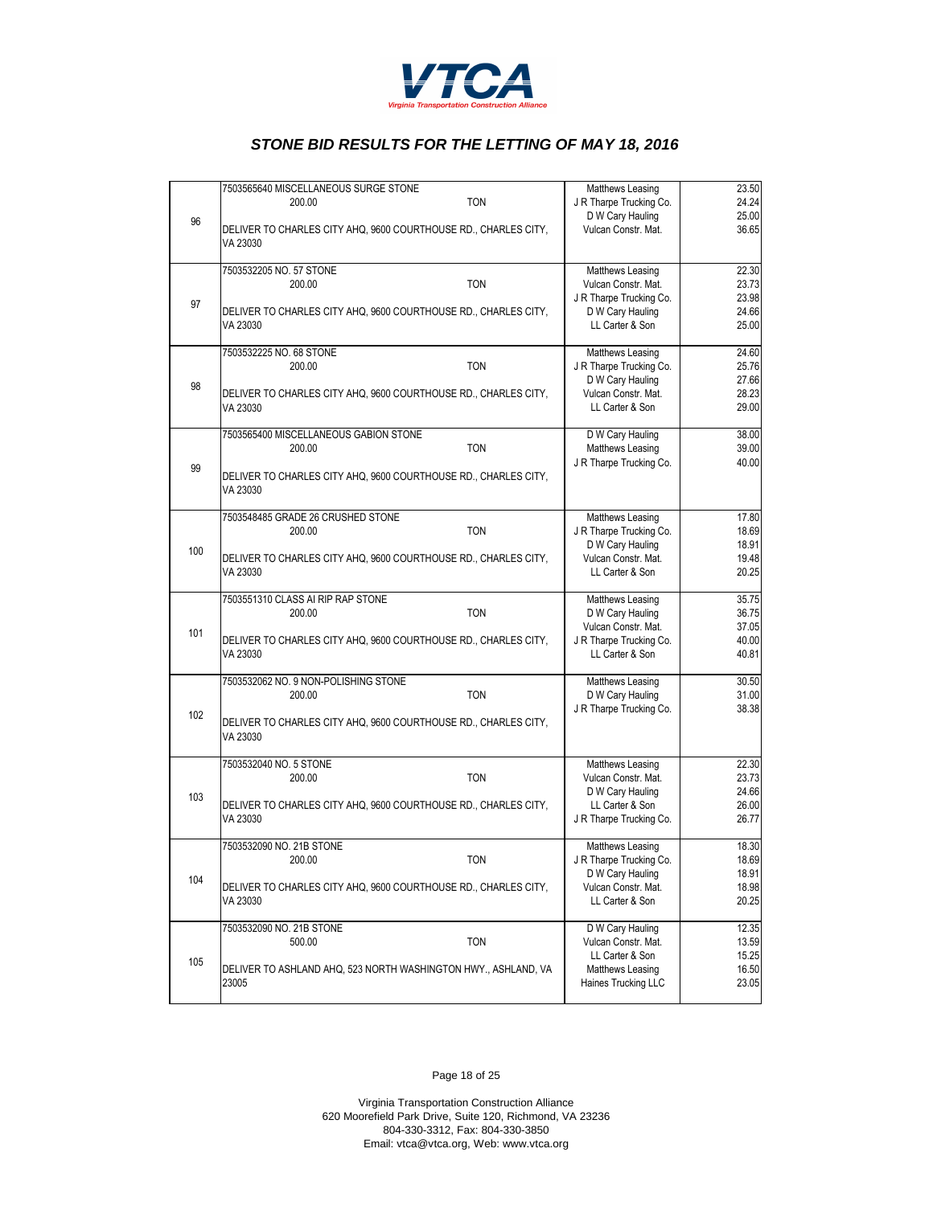# STONE BID RESULTS FOR THE LETTING OF MAY 18, 2016

| No. | Item | Bidder | Price |
|---|---|---|---|
| 96 | 7503565640 MISCELLANEOUS SURGE STONE<br>200.00 TON<br>DELIVER TO CHARLES CITY AHQ, 9600 COURTHOUSE RD., CHARLES CITY, VA 23030 | Matthews Leasing<br>J R Tharpe Trucking Co.<br>D W Cary Hauling<br>Vulcan Constr. Mat. | 23.50<br>24.24<br>25.00<br>36.65 |
| 97 | 7503532205 NO. 57 STONE<br>200.00 TON<br>DELIVER TO CHARLES CITY AHQ, 9600 COURTHOUSE RD., CHARLES CITY, VA 23030 | Matthews Leasing<br>Vulcan Constr. Mat.<br>J R Tharpe Trucking Co.<br>D W Cary Hauling<br>LL Carter & Son | 22.30<br>23.73<br>23.98<br>24.66<br>25.00 |
| 98 | 7503532225 NO. 68 STONE<br>200.00 TON<br>DELIVER TO CHARLES CITY AHQ, 9600 COURTHOUSE RD., CHARLES CITY, VA 23030 | Matthews Leasing<br>J R Tharpe Trucking Co.<br>D W Cary Hauling<br>Vulcan Constr. Mat.<br>LL Carter & Son | 24.60<br>25.76<br>27.66<br>28.23<br>29.00 |
| 99 | 7503565400 MISCELLANEOUS GABION STONE<br>200.00 TON<br>DELIVER TO CHARLES CITY AHQ, 9600 COURTHOUSE RD., CHARLES CITY, VA 23030 | D W Cary Hauling<br>Matthews Leasing<br>J R Tharpe Trucking Co. | 38.00<br>39.00<br>40.00 |
| 100 | 7503548485 GRADE 26 CRUSHED STONE<br>200.00 TON<br>DELIVER TO CHARLES CITY AHQ, 9600 COURTHOUSE RD., CHARLES CITY, VA 23030 | Matthews Leasing<br>J R Tharpe Trucking Co.<br>D W Cary Hauling<br>Vulcan Constr. Mat.<br>LL Carter & Son | 17.80<br>18.69<br>18.91<br>19.48<br>20.25 |
| 101 | 7503551310 CLASS AI RIP RAP STONE<br>200.00 TON<br>DELIVER TO CHARLES CITY AHQ, 9600 COURTHOUSE RD., CHARLES CITY, VA 23030 | Matthews Leasing<br>D W Cary Hauling<br>Vulcan Constr. Mat.<br>J R Tharpe Trucking Co.<br>LL Carter & Son | 35.75<br>36.75<br>37.05<br>40.00<br>40.81 |
| 102 | 7503532062 NO. 9 NON-POLISHING STONE<br>200.00 TON<br>DELIVER TO CHARLES CITY AHQ, 9600 COURTHOUSE RD., CHARLES CITY, VA 23030 | Matthews Leasing<br>D W Cary Hauling<br>J R Tharpe Trucking Co. | 30.50<br>31.00<br>38.38 |
| 103 | 7503532040 NO. 5 STONE<br>200.00 TON<br>DELIVER TO CHARLES CITY AHQ, 9600 COURTHOUSE RD., CHARLES CITY, VA 23030 | Matthews Leasing<br>Vulcan Constr. Mat.<br>D W Cary Hauling<br>LL Carter & Son<br>J R Tharpe Trucking Co. | 22.30<br>23.73<br>24.66<br>26.00<br>26.77 |
| 104 | 7503532090 NO. 21B STONE<br>200.00 TON<br>DELIVER TO CHARLES CITY AHQ, 9600 COURTHOUSE RD., CHARLES CITY, VA 23030 | Matthews Leasing<br>J R Tharpe Trucking Co.<br>D W Cary Hauling<br>Vulcan Constr. Mat.<br>LL Carter & Son | 18.30<br>18.69<br>18.91<br>18.98<br>20.25 |
| 105 | 7503532090 NO. 21B STONE<br>500.00 TON<br>DELIVER TO ASHLAND AHQ, 523 NORTH WASHINGTON HWY., ASHLAND, VA 23005 | D W Cary Hauling<br>Vulcan Constr. Mat.<br>LL Carter & Son<br>Matthews Leasing<br>Haines Trucking LLC | 12.35<br>13.59<br>15.25<br>16.50<br>23.05 |

Virginia Transportation Construction Alliance
620 Moorefield Park Drive, Suite 120, Richmond, VA 23236
804-330-3312, Fax: 804-330-3850
Email: vtca@vtca.org, Web: www.vtca.org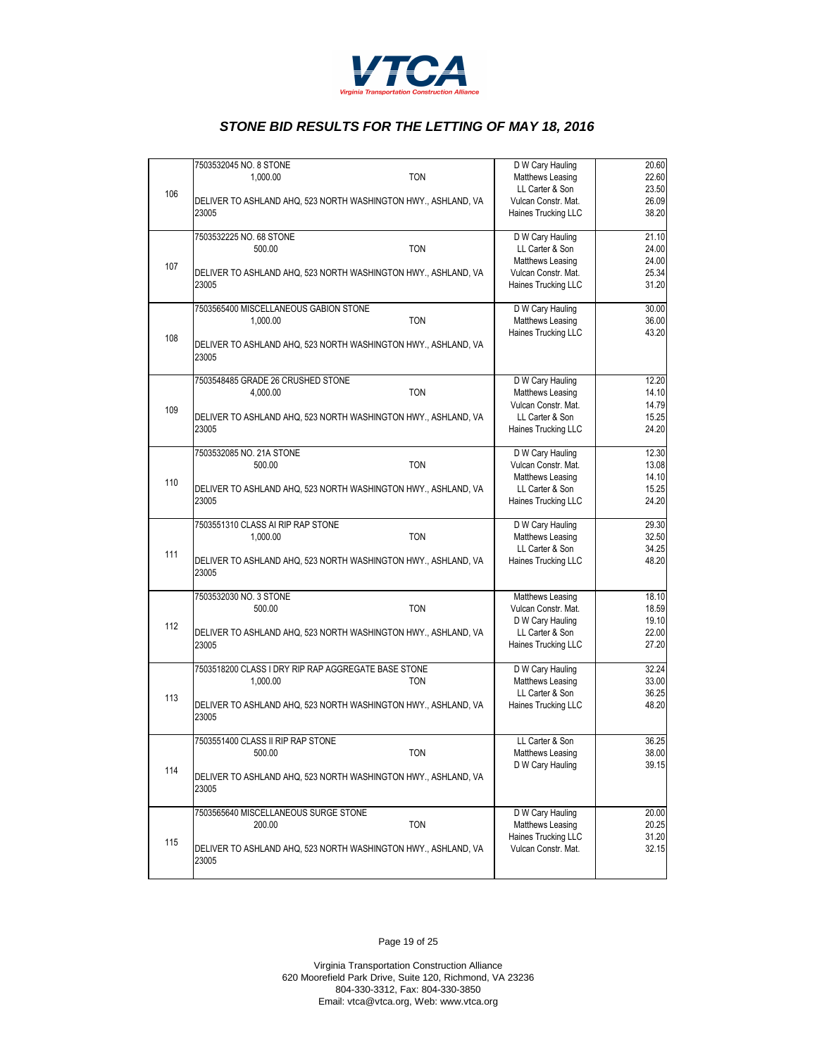# STONE BID RESULTS FOR THE LETTING OF MAY 18, 2016

| Item | Description | Bidder | Price |
|---|---|---|---|
| 106 | 7503532045 NO. 8 STONE<br>1,000.00 TON<br>DELIVER TO ASHLAND AHQ, 523 NORTH WASHINGTON HWY., ASHLAND, VA 23005 | D W Cary Hauling<br>Matthews Leasing<br>LL Carter & Son<br>Vulcan Constr. Mat.<br>Haines Trucking LLC | 20.60<br>22.60<br>23.50<br>26.09<br>38.20 |
| 107 | 7503532225 NO. 68 STONE<br>500.00 TON<br>DELIVER TO ASHLAND AHQ, 523 NORTH WASHINGTON HWY., ASHLAND, VA 23005 | D W Cary Hauling<br>LL Carter & Son<br>Matthews Leasing<br>Vulcan Constr. Mat.<br>Haines Trucking LLC | 21.10<br>24.00<br>24.00<br>25.34<br>31.20 |
| 108 | 7503565400 MISCELLANEOUS GABION STONE<br>1,000.00 TON<br>DELIVER TO ASHLAND AHQ, 523 NORTH WASHINGTON HWY., ASHLAND, VA 23005 | D W Cary Hauling<br>Matthews Leasing<br>Haines Trucking LLC | 30.00<br>36.00<br>43.20 |
| 109 | 7503548485 GRADE 26 CRUSHED STONE<br>4,000.00 TON<br>DELIVER TO ASHLAND AHQ, 523 NORTH WASHINGTON HWY., ASHLAND, VA 23005 | D W Cary Hauling<br>Matthews Leasing<br>Vulcan Constr. Mat.<br>LL Carter & Son<br>Haines Trucking LLC | 12.20<br>14.10<br>14.79<br>15.25<br>24.20 |
| 110 | 7503532085 NO. 21A STONE<br>500.00 TON<br>DELIVER TO ASHLAND AHQ, 523 NORTH WASHINGTON HWY., ASHLAND, VA 23005 | D W Cary Hauling<br>Vulcan Constr. Mat.<br>Matthews Leasing<br>LL Carter & Son<br>Haines Trucking LLC | 12.30<br>13.08<br>14.10<br>15.25<br>24.20 |
| 111 | 7503551310 CLASS AI RIP RAP STONE<br>1,000.00 TON<br>DELIVER TO ASHLAND AHQ, 523 NORTH WASHINGTON HWY., ASHLAND, VA 23005 | D W Cary Hauling<br>Matthews Leasing<br>LL Carter & Son<br>Haines Trucking LLC | 29.30<br>32.50<br>34.25<br>48.20 |
| 112 | 7503532030 NO. 3 STONE<br>500.00 TON<br>DELIVER TO ASHLAND AHQ, 523 NORTH WASHINGTON HWY., ASHLAND, VA 23005 | Matthews Leasing<br>Vulcan Constr. Mat.<br>D W Cary Hauling<br>LL Carter & Son<br>Haines Trucking LLC | 18.10<br>18.59<br>19.10<br>22.00<br>27.20 |
| 113 | 7503518200 CLASS I DRY RIP RAP AGGREGATE BASE STONE<br>1,000.00 TON<br>DELIVER TO ASHLAND AHQ, 523 NORTH WASHINGTON HWY., ASHLAND, VA 23005 | D W Cary Hauling<br>Matthews Leasing<br>LL Carter & Son<br>Haines Trucking LLC | 32.24<br>33.00<br>36.25<br>48.20 |
| 114 | 7503551400 CLASS II RIP RAP STONE<br>500.00 TON<br>DELIVER TO ASHLAND AHQ, 523 NORTH WASHINGTON HWY., ASHLAND, VA 23005 | LL Carter & Son<br>Matthews Leasing<br>D W Cary Hauling | 36.25<br>38.00<br>39.15 |
| 115 | 7503565640 MISCELLANEOUS SURGE STONE<br>200.00 TON<br>DELIVER TO ASHLAND AHQ, 523 NORTH WASHINGTON HWY., ASHLAND, VA 23005 | D W Cary Hauling<br>Matthews Leasing<br>Haines Trucking LLC<br>Vulcan Constr. Mat. | 20.00<br>20.25<br>31.20<br>32.15 |

Virginia Transportation Construction Alliance
620 Moorefield Park Drive, Suite 120, Richmond, VA 23236
804-330-3312, Fax: 804-330-3850
Email: vtca@vtca.org, Web: www.vtca.org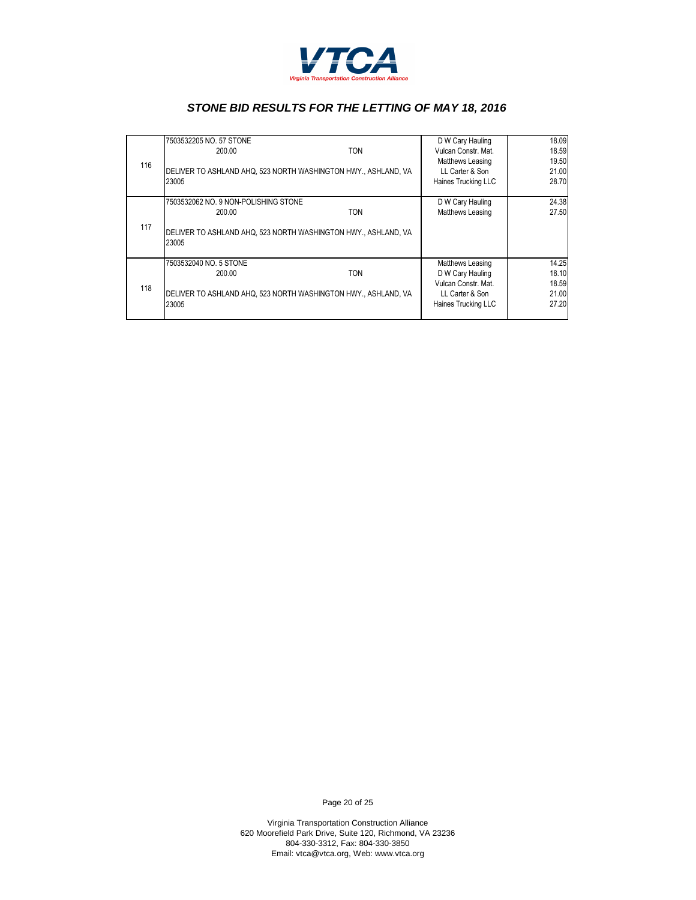# *STONE BID RESULTS FOR THE LETTING OF MAY 18, 2016*

| Item | Description | Bidder | Price |
|---|---|---|---|
| 116 | 7503532205 NO. 57 STONE<br>200.00 TON<br>DELIVER TO ASHLAND AHQ, 523 NORTH WASHINGTON HWY., ASHLAND, VA 23005 | D W Cary Hauling<br>Vulcan Constr. Mat.<br>Matthews Leasing<br>LL Carter & Son<br>Haines Trucking LLC | 18.09<br>18.59<br>19.50<br>21.00<br>28.70 |
| 117 | 7503532062 NO. 9 NON-POLISHING STONE<br>200.00 TON<br>DELIVER TO ASHLAND AHQ, 523 NORTH WASHINGTON HWY., ASHLAND, VA 23005 | D W Cary Hauling<br>Matthews Leasing | 24.38<br>27.50 |
| 118 | 7503532040 NO. 5 STONE<br>200.00 TON<br>DELIVER TO ASHLAND AHQ, 523 NORTH WASHINGTON HWY., ASHLAND, VA 23005 | Matthews Leasing<br>D W Cary Hauling<br>Vulcan Constr. Mat.<br>LL Carter & Son<br>Haines Trucking LLC | 14.25<br>18.10<br>18.59<br>21.00<br>27.20 |

Virginia Transportation Construction Alliance
620 Moorefield Park Drive, Suite 120, Richmond, VA 23236
804-330-3312, Fax: 804-330-3850
Email: vtca@vtca.org, Web: www.vtca.org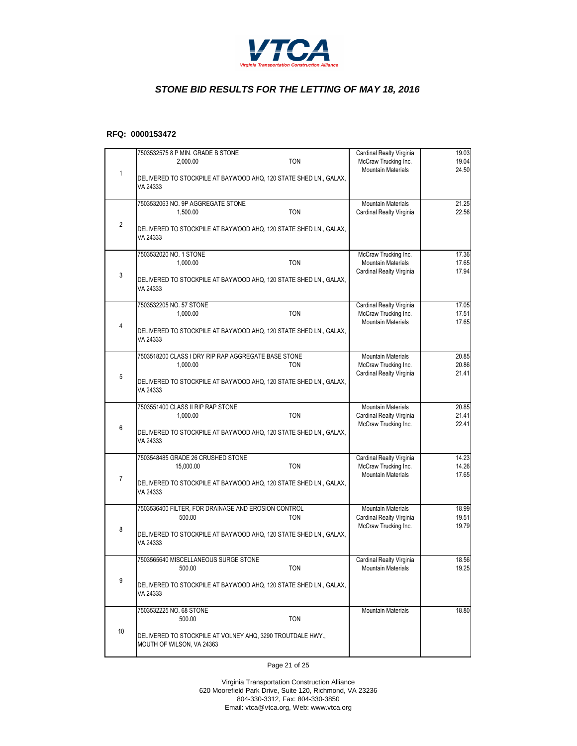VTCA

Virginia Transportation Construction Alliance

## *STONE BID RESULTS FOR THE LETTING OF MAY 18, 2016*

**RFQ: 0000153472**

| # | Item | Bidder | Price |
|---|---|---|---|
| 1 | 7503532575 8 P MIN. GRADE B STONE<br>2,000.00 TON<br>DELIVERED TO STOCKPILE AT BAYWOOD AHQ, 120 STATE SHED LN., GALAX, VA 24333 | Cardinal Realty Virginia<br>McCraw Trucking Inc.<br>Mountain Materials | 19.03<br>19.04<br>24.50 |
| 2 | 7503532063 NO. 9P AGGREGATE STONE<br>1,500.00 TON<br>DELIVERED TO STOCKPILE AT BAYWOOD AHQ, 120 STATE SHED LN., GALAX, VA 24333 | Mountain Materials<br>Cardinal Realty Virginia | 21.25<br>22.56 |
| 3 | 7503532020 NO. 1 STONE<br>1,000.00 TON<br>DELIVERED TO STOCKPILE AT BAYWOOD AHQ, 120 STATE SHED LN., GALAX, VA 24333 | McCraw Trucking Inc.<br>Mountain Materials<br>Cardinal Realty Virginia | 17.36<br>17.65<br>17.94 |
| 4 | 7503532205 NO. 57 STONE<br>1,000.00 TON<br>DELIVERED TO STOCKPILE AT BAYWOOD AHQ, 120 STATE SHED LN., GALAX, VA 24333 | Cardinal Realty Virginia<br>McCraw Trucking Inc.<br>Mountain Materials | 17.05<br>17.51<br>17.65 |
| 5 | 7503518200 CLASS I DRY RIP RAP AGGREGATE BASE STONE<br>1,000.00 TON<br>DELIVERED TO STOCKPILE AT BAYWOOD AHQ, 120 STATE SHED LN., GALAX, VA 24333 | Mountain Materials<br>McCraw Trucking Inc.<br>Cardinal Realty Virginia | 20.85<br>20.86<br>21.41 |
| 6 | 7503551400 CLASS II RIP RAP STONE<br>1,000.00 TON<br>DELIVERED TO STOCKPILE AT BAYWOOD AHQ, 120 STATE SHED LN., GALAX, VA 24333 | Mountain Materials<br>Cardinal Realty Virginia<br>McCraw Trucking Inc. | 20.85<br>21.41<br>22.41 |
| 7 | 7503548485 GRADE 26 CRUSHED STONE<br>15,000.00 TON<br>DELIVERED TO STOCKPILE AT BAYWOOD AHQ, 120 STATE SHED LN., GALAX, VA 24333 | Cardinal Realty Virginia<br>McCraw Trucking Inc.<br>Mountain Materials | 14.23<br>14.26<br>17.65 |
| 8 | 7503536400 FILTER, FOR DRAINAGE AND EROSION CONTROL<br>500.00 TON<br>DELIVERED TO STOCKPILE AT BAYWOOD AHQ, 120 STATE SHED LN., GALAX, VA 24333 | Mountain Materials<br>Cardinal Realty Virginia<br>McCraw Trucking Inc. | 18.99<br>19.51<br>19.79 |
| 9 | 7503565640 MISCELLANEOUS SURGE STONE<br>500.00 TON<br>DELIVERED TO STOCKPILE AT BAYWOOD AHQ, 120 STATE SHED LN., GALAX, VA 24333 | Cardinal Realty Virginia<br>Mountain Materials | 18.56<br>19.25 |
| 10 | 7503532225 NO. 68 STONE<br>500.00 TON<br>DELIVERED TO STOCKPILE AT VOLNEY AHQ, 3290 TROUTDALE HWY., MOUTH OF WILSON, VA 24363 | Mountain Materials | 18.80 |

Virginia Transportation Construction Alliance
620 Moorefield Park Drive, Suite 120, Richmond, VA 23236
804-330-3312, Fax: 804-330-3850
Email: vtca@vtca.org, Web: www.vtca.org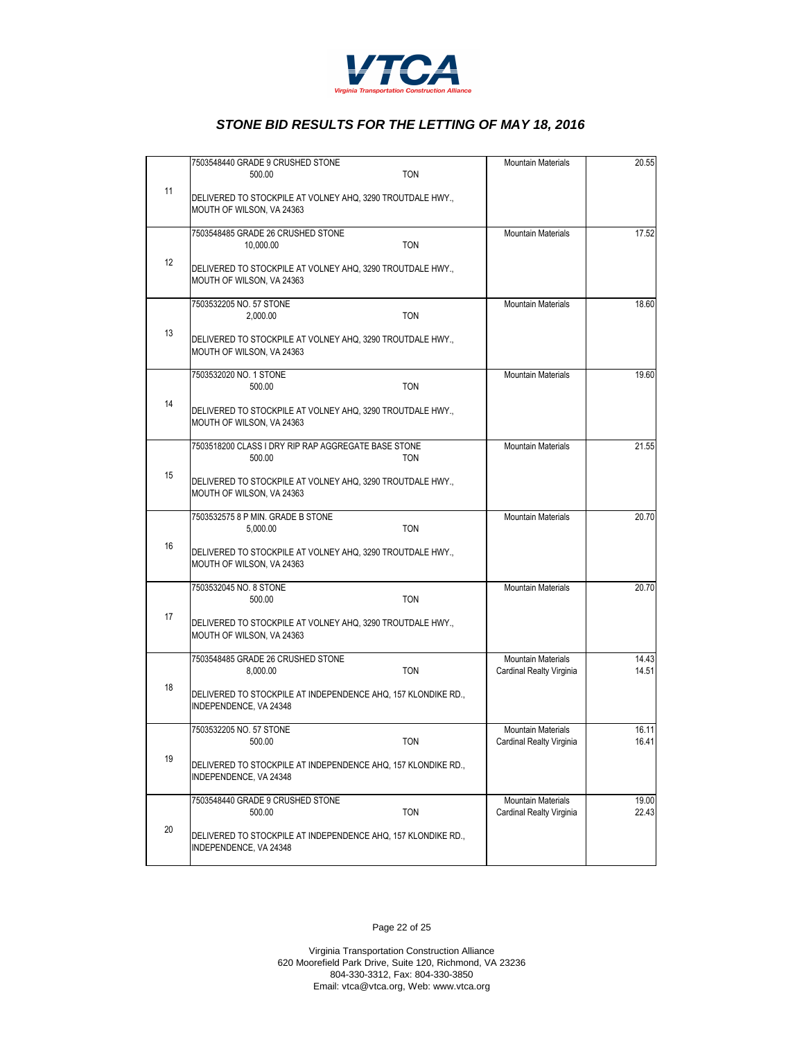# *STONE BID RESULTS FOR THE LETTING OF MAY 18, 2016*

| Item | Description | Bidder | Price |
|---|---|---|---|
| 11 | 7503548440 GRADE 9 CRUSHED STONE<br>500.00 TON<br><br>DELIVERED TO STOCKPILE AT VOLNEY AHQ, 3290 TROUTDALE HWY., MOUTH OF WILSON, VA 24363 | Mountain Materials | 20.55 |
| 12 | 7503548485 GRADE 26 CRUSHED STONE<br>10,000.00 TON<br><br>DELIVERED TO STOCKPILE AT VOLNEY AHQ, 3290 TROUTDALE HWY., MOUTH OF WILSON, VA 24363 | Mountain Materials | 17.52 |
| 13 | 7503532205 NO. 57 STONE<br>2,000.00 TON<br><br>DELIVERED TO STOCKPILE AT VOLNEY AHQ, 3290 TROUTDALE HWY., MOUTH OF WILSON, VA 24363 | Mountain Materials | 18.60 |
| 14 | 7503532020 NO. 1 STONE<br>500.00 TON<br><br>DELIVERED TO STOCKPILE AT VOLNEY AHQ, 3290 TROUTDALE HWY., MOUTH OF WILSON, VA 24363 | Mountain Materials | 19.60 |
| 15 | 7503518200 CLASS I DRY RIP RAP AGGREGATE BASE STONE<br>500.00 TON<br><br>DELIVERED TO STOCKPILE AT VOLNEY AHQ, 3290 TROUTDALE HWY., MOUTH OF WILSON, VA 24363 | Mountain Materials | 21.55 |
| 16 | 7503532575 8 P MIN. GRADE B STONE<br>5,000.00 TON<br><br>DELIVERED TO STOCKPILE AT VOLNEY AHQ, 3290 TROUTDALE HWY., MOUTH OF WILSON, VA 24363 | Mountain Materials | 20.70 |
| 17 | 7503532045 NO. 8 STONE<br>500.00 TON<br><br>DELIVERED TO STOCKPILE AT VOLNEY AHQ, 3290 TROUTDALE HWY., MOUTH OF WILSON, VA 24363 | Mountain Materials | 20.70 |
| 18 | 7503548485 GRADE 26 CRUSHED STONE<br>8,000.00 TON<br><br>DELIVERED TO STOCKPILE AT INDEPENDENCE AHQ, 157 KLONDIKE RD., INDEPENDENCE, VA 24348 | Mountain Materials<br>Cardinal Realty Virginia | 14.43<br>14.51 |
| 19 | 7503532205 NO. 57 STONE<br>500.00 TON<br><br>DELIVERED TO STOCKPILE AT INDEPENDENCE AHQ, 157 KLONDIKE RD., INDEPENDENCE, VA 24348 | Mountain Materials<br>Cardinal Realty Virginia | 16.11<br>16.41 |
| 20 | 7503548440 GRADE 9 CRUSHED STONE<br>500.00 TON<br><br>DELIVERED TO STOCKPILE AT INDEPENDENCE AHQ, 157 KLONDIKE RD., INDEPENDENCE, VA 24348 | Mountain Materials<br>Cardinal Realty Virginia | 19.00<br>22.43 |

Virginia Transportation Construction Alliance
620 Moorefield Park Drive, Suite 120, Richmond, VA 23236
804-330-3312, Fax: 804-330-3850
Email: vtca@vtca.org, Web: www.vtca.org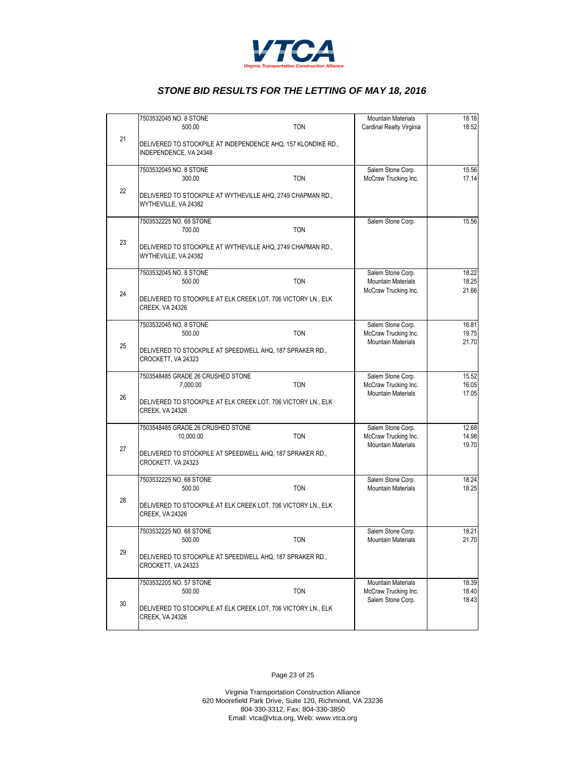VTCA
Virginia Transportation Construction Alliance

## *STONE BID RESULTS FOR THE LETTING OF MAY 18, 2016*

| # | Item / Quantity / Delivery | Bidder | Price |
|---|---|---|---|
| 21 | 7503532045 NO. 8 STONE<br>500.00 TON<br>DELIVERED TO STOCKPILE AT INDEPENDENCE AHQ, 157 KLONDIKE RD., INDEPENDENCE, VA 24348 | Mountain Materials<br>Cardinal Realty Virginia | 18.16<br>18.52 |
| 22 | 7503532045 NO. 8 STONE<br>300.00 TON<br>DELIVERED TO STOCKPILE AT WYTHEVILLE AHQ, 2749 CHAPMAN RD., WYTHEVILLE, VA 24382 | Salem Stone Corp.<br>McCraw Trucking Inc. | 15.56<br>17.14 |
| 23 | 7503532225 NO. 68 STONE<br>700.00 TON<br>DELIVERED TO STOCKPILE AT WYTHEVILLE AHQ, 2749 CHAPMAN RD., WYTHEVILLE, VA 24382 | Salem Stone Corp. | 15.56 |
| 24 | 7503532045 NO. 8 STONE<br>500.00 TON<br>DELIVERED TO STOCKPILE AT ELK CREEK LOT, 706 VICTORY LN., ELK CREEK, VA 24326 | Salem Stone Corp.<br>Mountain Materials<br>McCraw Trucking Inc. | 18.22<br>18.25<br>21.66 |
| 25 | 7503532045 NO. 8 STONE<br>500.00 TON<br>DELIVERED TO STOCKPILE AT SPEEDWELL AHQ, 187 SPRAKER RD., CROCKETT, VA 24323 | Salem Stone Corp.<br>McCraw Trucking Inc.<br>Mountain Materials | 16.81<br>19.75<br>21.70 |
| 26 | 7503548485 GRADE 26 CRUSHED STONE<br>7,000.00 TON<br>DELIVERED TO STOCKPILE AT ELK CREEK LOT, 706 VICTORY LN., ELK CREEK, VA 24326 | Salem Stone Corp.<br>McCraw Trucking Inc.<br>Mountain Materials | 15.52<br>16.05<br>17.05 |
| 27 | 7503548485 GRADE 26 CRUSHED STONE<br>10,000.00 TON<br>DELIVERED TO STOCKPILE AT SPEEDWELL AHQ, 187 SPRAKER RD., CROCKETT, VA 24323 | Salem Stone Corp.<br>McCraw Trucking Inc.<br>Mountain Materials | 12.68<br>14.98<br>19.70 |
| 28 | 7503532225 NO. 68 STONE<br>500.00 TON<br>DELIVERED TO STOCKPILE AT ELK CREEK LOT, 706 VICTORY LN., ELK CREEK, VA 24326 | Salem Stone Corp.<br>Mountain Materials | 18.24<br>18.25 |
| 29 | 7503532225 NO. 68 STONE<br>500.00 TON<br>DELIVERED TO STOCKPILE AT SPEEDWELL AHQ, 187 SPRAKER RD., CROCKETT, VA 24323 | Salem Stone Corp.<br>Mountain Materials | 18.21<br>21.70 |
| 30 | 7503532205 NO. 57 STONE<br>500.00 TON<br>DELIVERED TO STOCKPILE AT ELK CREEK LOT, 706 VICTORY LN., ELK CREEK, VA 24326 | Mountain Materials<br>McCraw Trucking Inc.<br>Salem Stone Corp. | 18.39<br>18.40<br>18.43 |

Virginia Transportation Construction Alliance
620 Moorefield Park Drive, Suite 120, Richmond, VA 23236
804-330-3312, Fax: 804-330-3850
Email: vtca@vtca.org, Web: www.vtca.org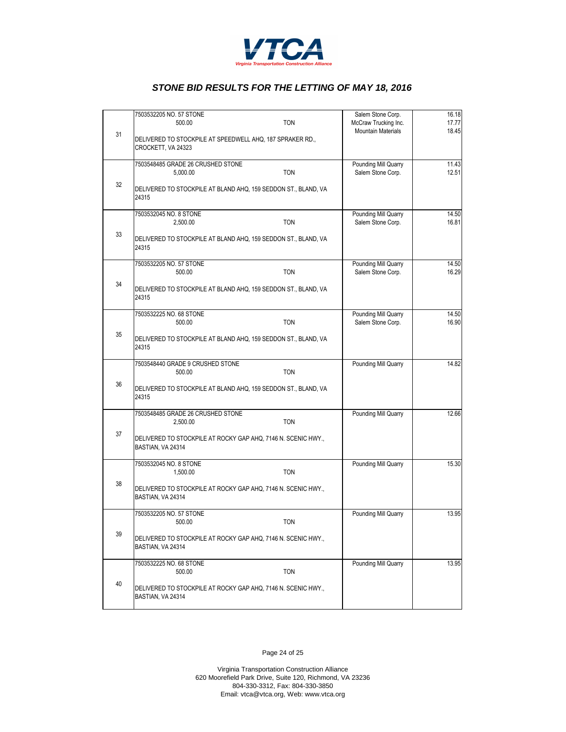# STONE BID RESULTS FOR THE LETTING OF MAY 18, 2016

| # | Item | Bidder | Price |
|---|---|---|---|
| 31 | 7503532205 NO. 57 STONE<br>500.00 TON<br><br>DELIVERED TO STOCKPILE AT SPEEDWELL AHQ, 187 SPRAKER RD., CROCKETT, VA 24323 | Salem Stone Corp.<br>McCraw Trucking Inc.<br>Mountain Materials | 16.18<br>17.77<br>18.45 |
| 32 | 7503548485 GRADE 26 CRUSHED STONE<br>5,000.00 TON<br><br>DELIVERED TO STOCKPILE AT BLAND AHQ, 159 SEDDON ST., BLAND, VA 24315 | Pounding Mill Quarry<br>Salem Stone Corp. | 11.43<br>12.51 |
| 33 | 7503532045 NO. 8 STONE<br>2,500.00 TON<br><br>DELIVERED TO STOCKPILE AT BLAND AHQ, 159 SEDDON ST., BLAND, VA 24315 | Pounding Mill Quarry<br>Salem Stone Corp. | 14.50<br>16.81 |
| 34 | 7503532205 NO. 57 STONE<br>500.00 TON<br><br>DELIVERED TO STOCKPILE AT BLAND AHQ, 159 SEDDON ST., BLAND, VA 24315 | Pounding Mill Quarry<br>Salem Stone Corp. | 14.50<br>16.29 |
| 35 | 7503532225 NO. 68 STONE<br>500.00 TON<br><br>DELIVERED TO STOCKPILE AT BLAND AHQ, 159 SEDDON ST., BLAND, VA 24315 | Pounding Mill Quarry<br>Salem Stone Corp. | 14.50<br>16.90 |
| 36 | 7503548440 GRADE 9 CRUSHED STONE<br>500.00 TON<br><br>DELIVERED TO STOCKPILE AT BLAND AHQ, 159 SEDDON ST., BLAND, VA 24315 | Pounding Mill Quarry | 14.82 |
| 37 | 7503548485 GRADE 26 CRUSHED STONE<br>2,500.00 TON<br><br>DELIVERED TO STOCKPILE AT ROCKY GAP AHQ, 7146 N. SCENIC HWY., BASTIAN, VA 24314 | Pounding Mill Quarry | 12.66 |
| 38 | 7503532045 NO. 8 STONE<br>1,500.00 TON<br><br>DELIVERED TO STOCKPILE AT ROCKY GAP AHQ, 7146 N. SCENIC HWY., BASTIAN, VA 24314 | Pounding Mill Quarry | 15.30 |
| 39 | 7503532205 NO. 57 STONE<br>500.00 TON<br><br>DELIVERED TO STOCKPILE AT ROCKY GAP AHQ, 7146 N. SCENIC HWY., BASTIAN, VA 24314 | Pounding Mill Quarry | 13.95 |
| 40 | 7503532225 NO. 68 STONE<br>500.00 TON<br><br>DELIVERED TO STOCKPILE AT ROCKY GAP AHQ, 7146 N. SCENIC HWY., BASTIAN, VA 24314 | Pounding Mill Quarry | 13.95 |

Virginia Transportation Construction Alliance
620 Moorefield Park Drive, Suite 120, Richmond, VA 23236
804-330-3312, Fax: 804-330-3850
Email: vtca@vtca.org, Web: www.vtca.org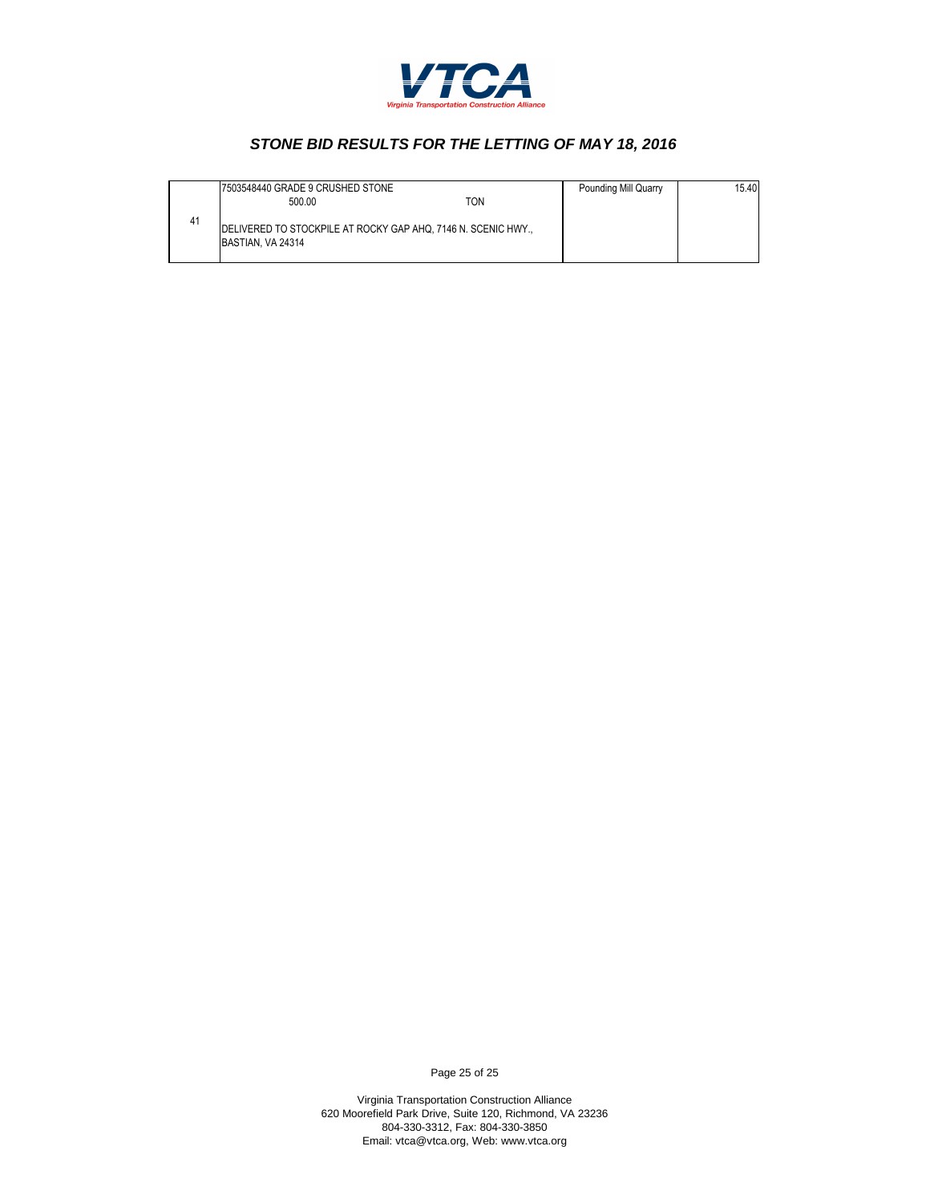VTCA
Virginia Transportation Construction Alliance

### *STONE BID RESULTS FOR THE LETTING OF MAY 18, 2016*

| | | | | |
|---|---|---|---|---|
| 41 | 7503548440 GRADE 9 CRUSHED STONE<br>500.00<br><br>DELIVERED TO STOCKPILE AT ROCKY GAP AHQ, 7146 N. SCENIC HWY., BASTIAN, VA 24314 | TON | Pounding Mill Quarry | 15.40 |

Virginia Transportation Construction Alliance
620 Moorefield Park Drive, Suite 120, Richmond, VA 23236
804-330-3312, Fax: 804-330-3850
Email: vtca@vtca.org, Web: www.vtca.org